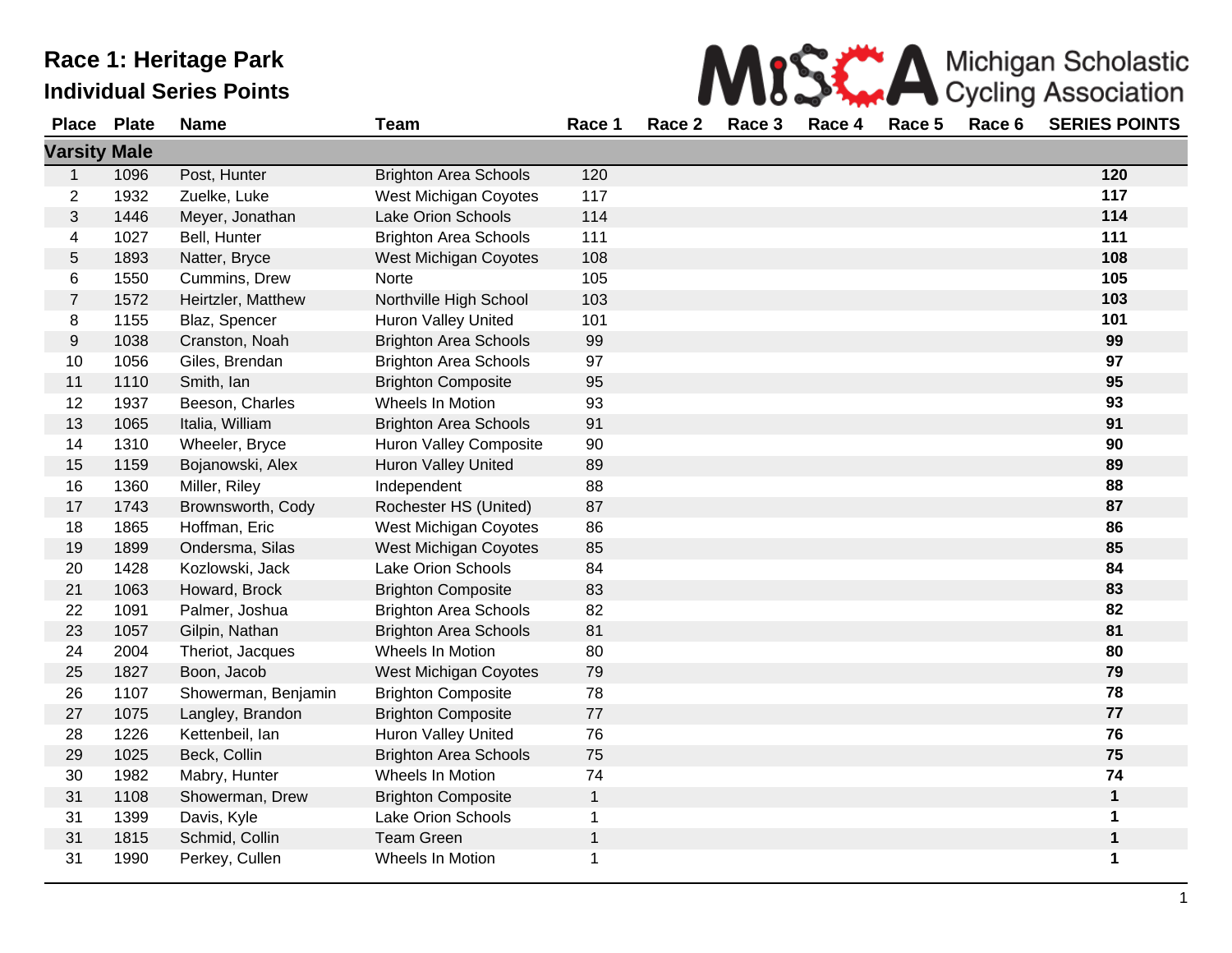# Race 1: Heritage Park

## Individual Series Points

Michigan Scholastic Cycling Association

| Place | Plate | Name | Team | Race 1 | Race 2 | Race 3 | Race 4 | Race 5 | Race 6 | SERIES POINTS |
|---|---|---|---|---|---|---|---|---|---|---|
| **Varsity Male** | | | | | | | | | | |
| 1 | 1096 | Post, Hunter | Brighton Area Schools | 120 | | | | | | **120** |
| 2 | 1932 | Zuelke, Luke | West Michigan Coyotes | 117 | | | | | | **117** |
| 3 | 1446 | Meyer, Jonathan | Lake Orion Schools | 114 | | | | | | **114** |
| 4 | 1027 | Bell, Hunter | Brighton Area Schools | 111 | | | | | | **111** |
| 5 | 1893 | Natter, Bryce | West Michigan Coyotes | 108 | | | | | | **108** |
| 6 | 1550 | Cummins, Drew | Norte | 105 | | | | | | **105** |
| 7 | 1572 | Heirtzler, Matthew | Northville High School | 103 | | | | | | **103** |
| 8 | 1155 | Blaz, Spencer | Huron Valley United | 101 | | | | | | **101** |
| 9 | 1038 | Cranston, Noah | Brighton Area Schools | 99 | | | | | | **99** |
| 10 | 1056 | Giles, Brendan | Brighton Area Schools | 97 | | | | | | **97** |
| 11 | 1110 | Smith, Ian | Brighton Composite | 95 | | | | | | **95** |
| 12 | 1937 | Beeson, Charles | Wheels In Motion | 93 | | | | | | **93** |
| 13 | 1065 | Italia, William | Brighton Area Schools | 91 | | | | | | **91** |
| 14 | 1310 | Wheeler, Bryce | Huron Valley Composite | 90 | | | | | | **90** |
| 15 | 1159 | Bojanowski, Alex | Huron Valley United | 89 | | | | | | **89** |
| 16 | 1360 | Miller, Riley | Independent | 88 | | | | | | **88** |
| 17 | 1743 | Brownsworth, Cody | Rochester HS (United) | 87 | | | | | | **87** |
| 18 | 1865 | Hoffman, Eric | West Michigan Coyotes | 86 | | | | | | **86** |
| 19 | 1899 | Ondersma, Silas | West Michigan Coyotes | 85 | | | | | | **85** |
| 20 | 1428 | Kozlowski, Jack | Lake Orion Schools | 84 | | | | | | **84** |
| 21 | 1063 | Howard, Brock | Brighton Composite | 83 | | | | | | **83** |
| 22 | 1091 | Palmer, Joshua | Brighton Area Schools | 82 | | | | | | **82** |
| 23 | 1057 | Gilpin, Nathan | Brighton Area Schools | 81 | | | | | | **81** |
| 24 | 2004 | Theriot, Jacques | Wheels In Motion | 80 | | | | | | **80** |
| 25 | 1827 | Boon, Jacob | West Michigan Coyotes | 79 | | | | | | **79** |
| 26 | 1107 | Showerman, Benjamin | Brighton Composite | 78 | | | | | | **78** |
| 27 | 1075 | Langley, Brandon | Brighton Composite | 77 | | | | | | **77** |
| 28 | 1226 | Kettenbeil, Ian | Huron Valley United | 76 | | | | | | **76** |
| 29 | 1025 | Beck, Collin | Brighton Area Schools | 75 | | | | | | **75** |
| 30 | 1982 | Mabry, Hunter | Wheels In Motion | 74 | | | | | | **74** |
| 31 | 1108 | Showerman, Drew | Brighton Composite | 1 | | | | | | **1** |
| 31 | 1399 | Davis, Kyle | Lake Orion Schools | 1 | | | | | | **1** |
| 31 | 1815 | Schmid, Collin | Team Green | 1 | | | | | | **1** |
| 31 | 1990 | Perkey, Cullen | Wheels In Motion | 1 | | | | | | **1** |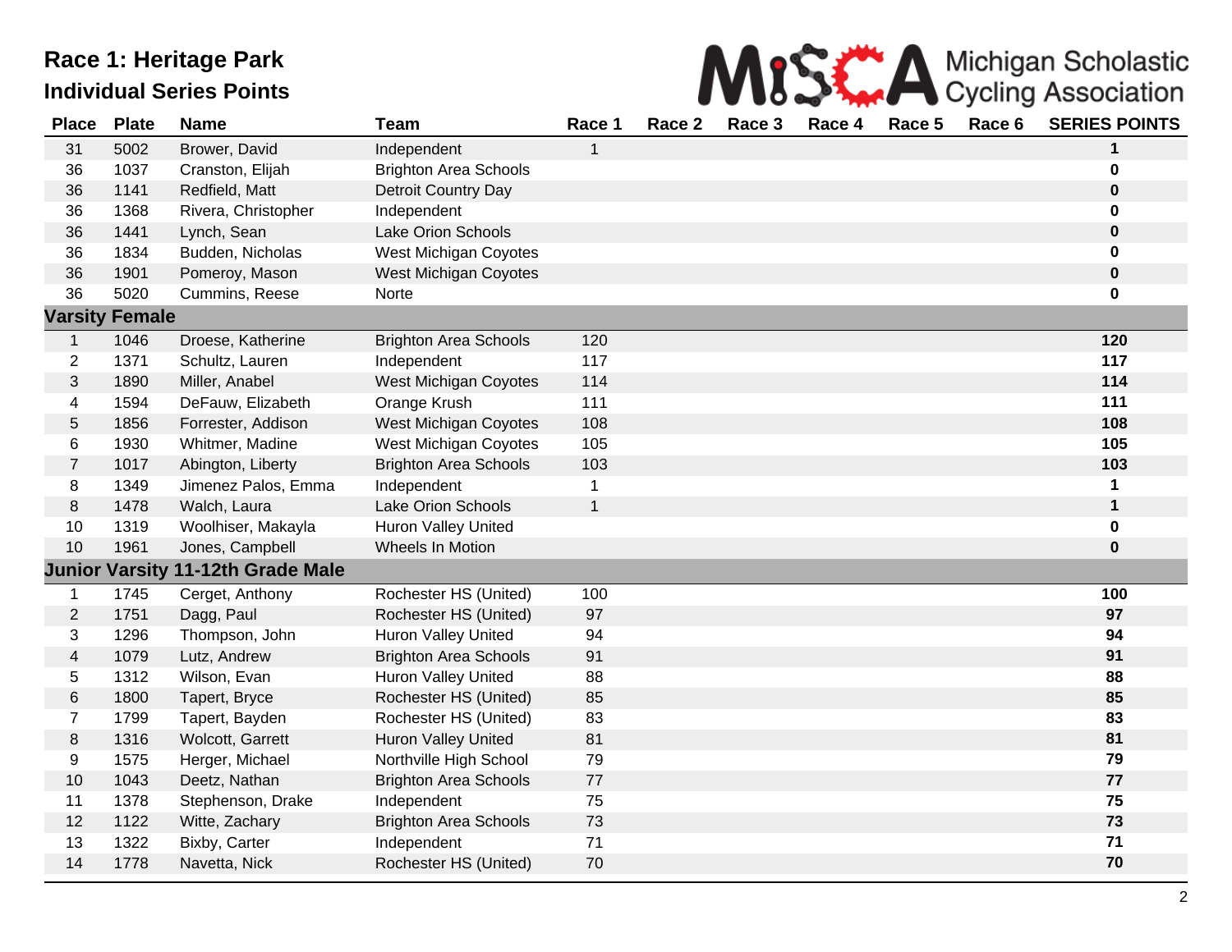# Race 1: Heritage Park

## Individual Series Points

Michigan Scholastic Cycling Association

| Place | Plate | Name | Team | Race 1 | Race 2 | Race 3 | Race 4 | Race 5 | Race 6 | SERIES POINTS |
|---|---|---|---|---|---|---|---|---|---|---|
| 31 | 5002 | Brower, David | Independent | 1 | | | | | | **1** |
| 36 | 1037 | Cranston, Elijah | Brighton Area Schools | | | | | | | **0** |
| 36 | 1141 | Redfield, Matt | Detroit Country Day | | | | | | | **0** |
| 36 | 1368 | Rivera, Christopher | Independent | | | | | | | **0** |
| 36 | 1441 | Lynch, Sean | Lake Orion Schools | | | | | | | **0** |
| 36 | 1834 | Budden, Nicholas | West Michigan Coyotes | | | | | | | **0** |
| 36 | 1901 | Pomeroy, Mason | West Michigan Coyotes | | | | | | | **0** |
| 36 | 5020 | Cummins, Reese | Norte | | | | | | | **0** |
| **Varsity Female** | | | | | | | | | | |
| 1 | 1046 | Droese, Katherine | Brighton Area Schools | 120 | | | | | | **120** |
| 2 | 1371 | Schultz, Lauren | Independent | 117 | | | | | | **117** |
| 3 | 1890 | Miller, Anabel | West Michigan Coyotes | 114 | | | | | | **114** |
| 4 | 1594 | DeFauw, Elizabeth | Orange Krush | 111 | | | | | | **111** |
| 5 | 1856 | Forrester, Addison | West Michigan Coyotes | 108 | | | | | | **108** |
| 6 | 1930 | Whitmer, Madine | West Michigan Coyotes | 105 | | | | | | **105** |
| 7 | 1017 | Abington, Liberty | Brighton Area Schools | 103 | | | | | | **103** |
| 8 | 1349 | Jimenez Palos, Emma | Independent | 1 | | | | | | **1** |
| 8 | 1478 | Walch, Laura | Lake Orion Schools | 1 | | | | | | **1** |
| 10 | 1319 | Woolhiser, Makayla | Huron Valley United | | | | | | | **0** |
| 10 | 1961 | Jones, Campbell | Wheels In Motion | | | | | | | **0** |
| **Junior Varsity 11-12th Grade Male** | | | | | | | | | | |
| 1 | 1745 | Cerget, Anthony | Rochester HS (United) | 100 | | | | | | **100** |
| 2 | 1751 | Dagg, Paul | Rochester HS (United) | 97 | | | | | | **97** |
| 3 | 1296 | Thompson, John | Huron Valley United | 94 | | | | | | **94** |
| 4 | 1079 | Lutz, Andrew | Brighton Area Schools | 91 | | | | | | **91** |
| 5 | 1312 | Wilson, Evan | Huron Valley United | 88 | | | | | | **88** |
| 6 | 1800 | Tapert, Bryce | Rochester HS (United) | 85 | | | | | | **85** |
| 7 | 1799 | Tapert, Bayden | Rochester HS (United) | 83 | | | | | | **83** |
| 8 | 1316 | Wolcott, Garrett | Huron Valley United | 81 | | | | | | **81** |
| 9 | 1575 | Herger, Michael | Northville High School | 79 | | | | | | **79** |
| 10 | 1043 | Deetz, Nathan | Brighton Area Schools | 77 | | | | | | **77** |
| 11 | 1378 | Stephenson, Drake | Independent | 75 | | | | | | **75** |
| 12 | 1122 | Witte, Zachary | Brighton Area Schools | 73 | | | | | | **73** |
| 13 | 1322 | Bixby, Carter | Independent | 71 | | | | | | **71** |
| 14 | 1778 | Navetta, Nick | Rochester HS (United) | 70 | | | | | | **70** |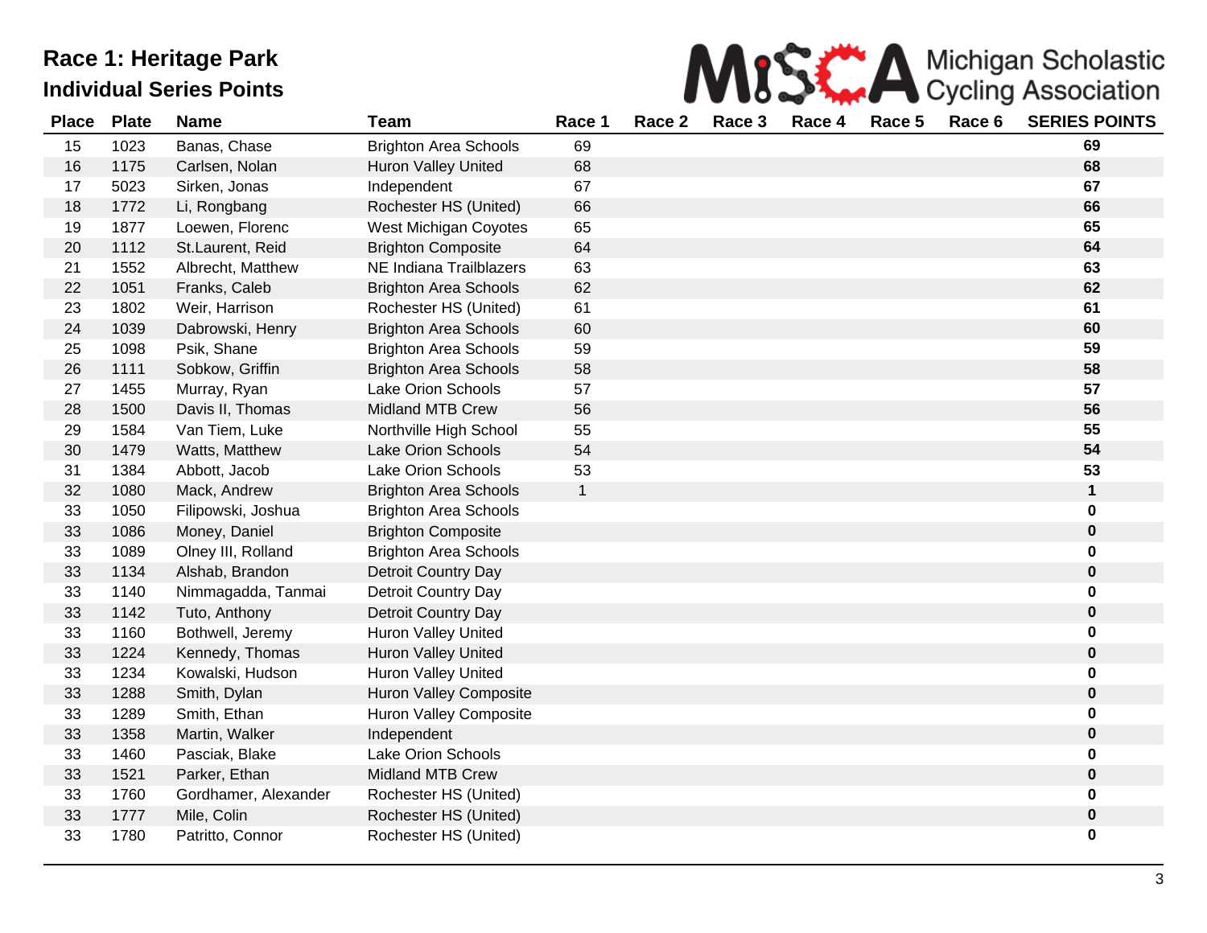# Race 1: Heritage Park

## Individual Series Points

MiSCA Michigan Scholastic Cycling Association

| Place | Plate | Name | Team | Race 1 | Race 2 | Race 3 | Race 4 | Race 5 | Race 6 | SERIES POINTS |
|---|---|---|---|---|---|---|---|---|---|---|
| 15 | 1023 | Banas, Chase | Brighton Area Schools | 69 | | | | | | **69** |
| 16 | 1175 | Carlsen, Nolan | Huron Valley United | 68 | | | | | | **68** |
| 17 | 5023 | Sirken, Jonas | Independent | 67 | | | | | | **67** |
| 18 | 1772 | Li, Rongbang | Rochester HS (United) | 66 | | | | | | **66** |
| 19 | 1877 | Loewen, Florenc | West Michigan Coyotes | 65 | | | | | | **65** |
| 20 | 1112 | St.Laurent, Reid | Brighton Composite | 64 | | | | | | **64** |
| 21 | 1552 | Albrecht, Matthew | NE Indiana Trailblazers | 63 | | | | | | **63** |
| 22 | 1051 | Franks, Caleb | Brighton Area Schools | 62 | | | | | | **62** |
| 23 | 1802 | Weir, Harrison | Rochester HS (United) | 61 | | | | | | **61** |
| 24 | 1039 | Dabrowski, Henry | Brighton Area Schools | 60 | | | | | | **60** |
| 25 | 1098 | Psik, Shane | Brighton Area Schools | 59 | | | | | | **59** |
| 26 | 1111 | Sobkow, Griffin | Brighton Area Schools | 58 | | | | | | **58** |
| 27 | 1455 | Murray, Ryan | Lake Orion Schools | 57 | | | | | | **57** |
| 28 | 1500 | Davis II, Thomas | Midland MTB Crew | 56 | | | | | | **56** |
| 29 | 1584 | Van Tiem, Luke | Northville High School | 55 | | | | | | **55** |
| 30 | 1479 | Watts, Matthew | Lake Orion Schools | 54 | | | | | | **54** |
| 31 | 1384 | Abbott, Jacob | Lake Orion Schools | 53 | | | | | | **53** |
| 32 | 1080 | Mack, Andrew | Brighton Area Schools | 1 | | | | | | **1** |
| 33 | 1050 | Filipowski, Joshua | Brighton Area Schools | | | | | | | **0** |
| 33 | 1086 | Money, Daniel | Brighton Composite | | | | | | | **0** |
| 33 | 1089 | Olney III, Rolland | Brighton Area Schools | | | | | | | **0** |
| 33 | 1134 | Alshab, Brandon | Detroit Country Day | | | | | | | **0** |
| 33 | 1140 | Nimmagadda, Tanmai | Detroit Country Day | | | | | | | **0** |
| 33 | 1142 | Tuto, Anthony | Detroit Country Day | | | | | | | **0** |
| 33 | 1160 | Bothwell, Jeremy | Huron Valley United | | | | | | | **0** |
| 33 | 1224 | Kennedy, Thomas | Huron Valley United | | | | | | | **0** |
| 33 | 1234 | Kowalski, Hudson | Huron Valley United | | | | | | | **0** |
| 33 | 1288 | Smith, Dylan | Huron Valley Composite | | | | | | | **0** |
| 33 | 1289 | Smith, Ethan | Huron Valley Composite | | | | | | | **0** |
| 33 | 1358 | Martin, Walker | Independent | | | | | | | **0** |
| 33 | 1460 | Pasciak, Blake | Lake Orion Schools | | | | | | | **0** |
| 33 | 1521 | Parker, Ethan | Midland MTB Crew | | | | | | | **0** |
| 33 | 1760 | Gordhamer, Alexander | Rochester HS (United) | | | | | | | **0** |
| 33 | 1777 | Mile, Colin | Rochester HS (United) | | | | | | | **0** |
| 33 | 1780 | Patritto, Connor | Rochester HS (United) | | | | | | | **0** |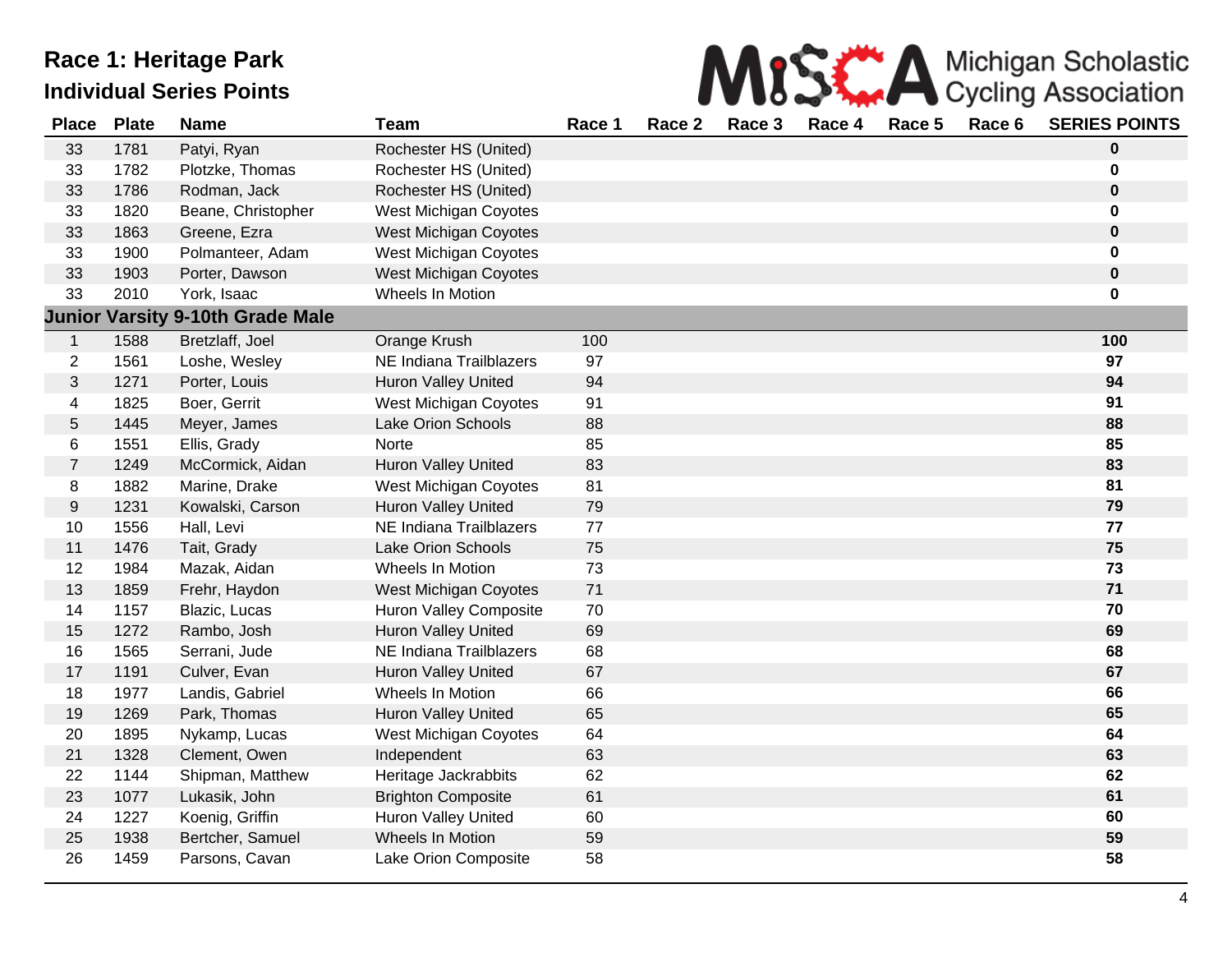# Race 1: Heritage Park
## Individual Series Points

| Place | Plate | Name | Team | Race 1 | Race 2 | Race 3 | Race 4 | Race 5 | Race 6 | SERIES POINTS |
|---|---|---|---|---|---|---|---|---|---|---|
| 33 | 1781 | Patyi, Ryan | Rochester HS (United) | | | | | | | **0** |
| 33 | 1782 | Plotzke, Thomas | Rochester HS (United) | | | | | | | **0** |
| 33 | 1786 | Rodman, Jack | Rochester HS (United) | | | | | | | **0** |
| 33 | 1820 | Beane, Christopher | West Michigan Coyotes | | | | | | | **0** |
| 33 | 1863 | Greene, Ezra | West Michigan Coyotes | | | | | | | **0** |
| 33 | 1900 | Polmanteer, Adam | West Michigan Coyotes | | | | | | | **0** |
| 33 | 1903 | Porter, Dawson | West Michigan Coyotes | | | | | | | **0** |
| 33 | 2010 | York, Isaac | Wheels In Motion | | | | | | | **0** |
| **Junior Varsity 9-10th Grade Male** | | | | | | | | | | |
| 1 | 1588 | Bretzlaff, Joel | Orange Krush | 100 | | | | | | **100** |
| 2 | 1561 | Loshe, Wesley | NE Indiana Trailblazers | 97 | | | | | | **97** |
| 3 | 1271 | Porter, Louis | Huron Valley United | 94 | | | | | | **94** |
| 4 | 1825 | Boer, Gerrit | West Michigan Coyotes | 91 | | | | | | **91** |
| 5 | 1445 | Meyer, James | Lake Orion Schools | 88 | | | | | | **88** |
| 6 | 1551 | Ellis, Grady | Norte | 85 | | | | | | **85** |
| 7 | 1249 | McCormick, Aidan | Huron Valley United | 83 | | | | | | **83** |
| 8 | 1882 | Marine, Drake | West Michigan Coyotes | 81 | | | | | | **81** |
| 9 | 1231 | Kowalski, Carson | Huron Valley United | 79 | | | | | | **79** |
| 10 | 1556 | Hall, Levi | NE Indiana Trailblazers | 77 | | | | | | **77** |
| 11 | 1476 | Tait, Grady | Lake Orion Schools | 75 | | | | | | **75** |
| 12 | 1984 | Mazak, Aidan | Wheels In Motion | 73 | | | | | | **73** |
| 13 | 1859 | Frehr, Haydon | West Michigan Coyotes | 71 | | | | | | **71** |
| 14 | 1157 | Blazic, Lucas | Huron Valley Composite | 70 | | | | | | **70** |
| 15 | 1272 | Rambo, Josh | Huron Valley United | 69 | | | | | | **69** |
| 16 | 1565 | Serrani, Jude | NE Indiana Trailblazers | 68 | | | | | | **68** |
| 17 | 1191 | Culver, Evan | Huron Valley United | 67 | | | | | | **67** |
| 18 | 1977 | Landis, Gabriel | Wheels In Motion | 66 | | | | | | **66** |
| 19 | 1269 | Park, Thomas | Huron Valley United | 65 | | | | | | **65** |
| 20 | 1895 | Nykamp, Lucas | West Michigan Coyotes | 64 | | | | | | **64** |
| 21 | 1328 | Clement, Owen | Independent | 63 | | | | | | **63** |
| 22 | 1144 | Shipman, Matthew | Heritage Jackrabbits | 62 | | | | | | **62** |
| 23 | 1077 | Lukasik, John | Brighton Composite | 61 | | | | | | **61** |
| 24 | 1227 | Koenig, Griffin | Huron Valley United | 60 | | | | | | **60** |
| 25 | 1938 | Bertcher, Samuel | Wheels In Motion | 59 | | | | | | **59** |
| 26 | 1459 | Parsons, Cavan | Lake Orion Composite | 58 | | | | | | **58** |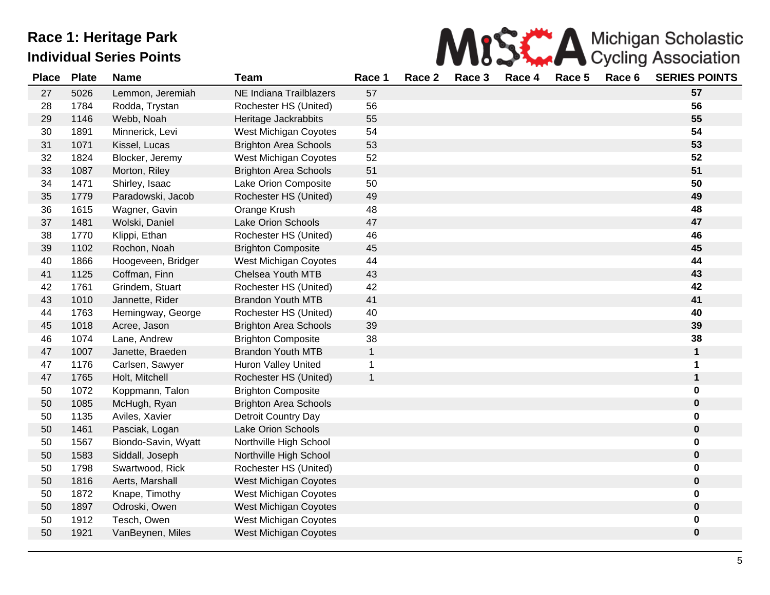# Race 1: Heritage Park

## Individual Series Points

| Place | Plate | Name | Team | Race 1 | Race 2 | Race 3 | Race 4 | Race 5 | Race 6 | SERIES POINTS |
|---|---|---|---|---|---|---|---|---|---|---|
| 27 | 5026 | Lemmon, Jeremiah | NE Indiana Trailblazers | 57 | | | | | | **57** |
| 28 | 1784 | Rodda, Trystan | Rochester HS (United) | 56 | | | | | | **56** |
| 29 | 1146 | Webb, Noah | Heritage Jackrabbits | 55 | | | | | | **55** |
| 30 | 1891 | Minnerick, Levi | West Michigan Coyotes | 54 | | | | | | **54** |
| 31 | 1071 | Kissel, Lucas | Brighton Area Schools | 53 | | | | | | **53** |
| 32 | 1824 | Blocker, Jeremy | West Michigan Coyotes | 52 | | | | | | **52** |
| 33 | 1087 | Morton, Riley | Brighton Area Schools | 51 | | | | | | **51** |
| 34 | 1471 | Shirley, Isaac | Lake Orion Composite | 50 | | | | | | **50** |
| 35 | 1779 | Paradowski, Jacob | Rochester HS (United) | 49 | | | | | | **49** |
| 36 | 1615 | Wagner, Gavin | Orange Krush | 48 | | | | | | **48** |
| 37 | 1481 | Wolski, Daniel | Lake Orion Schools | 47 | | | | | | **47** |
| 38 | 1770 | Klippi, Ethan | Rochester HS (United) | 46 | | | | | | **46** |
| 39 | 1102 | Rochon, Noah | Brighton Composite | 45 | | | | | | **45** |
| 40 | 1866 | Hoogeveen, Bridger | West Michigan Coyotes | 44 | | | | | | **44** |
| 41 | 1125 | Coffman, Finn | Chelsea Youth MTB | 43 | | | | | | **43** |
| 42 | 1761 | Grindem, Stuart | Rochester HS (United) | 42 | | | | | | **42** |
| 43 | 1010 | Jannette, Rider | Brandon Youth MTB | 41 | | | | | | **41** |
| 44 | 1763 | Hemingway, George | Rochester HS (United) | 40 | | | | | | **40** |
| 45 | 1018 | Acree, Jason | Brighton Area Schools | 39 | | | | | | **39** |
| 46 | 1074 | Lane, Andrew | Brighton Composite | 38 | | | | | | **38** |
| 47 | 1007 | Janette, Braeden | Brandon Youth MTB | 1 | | | | | | **1** |
| 47 | 1176 | Carlsen, Sawyer | Huron Valley United | 1 | | | | | | **1** |
| 47 | 1765 | Holt, Mitchell | Rochester HS (United) | 1 | | | | | | **1** |
| 50 | 1072 | Koppmann, Talon | Brighton Composite | | | | | | | **0** |
| 50 | 1085 | McHugh, Ryan | Brighton Area Schools | | | | | | | **0** |
| 50 | 1135 | Aviles, Xavier | Detroit Country Day | | | | | | | **0** |
| 50 | 1461 | Pasciak, Logan | Lake Orion Schools | | | | | | | **0** |
| 50 | 1567 | Biondo-Savin, Wyatt | Northville High School | | | | | | | **0** |
| 50 | 1583 | Siddall, Joseph | Northville High School | | | | | | | **0** |
| 50 | 1798 | Swartwood, Rick | Rochester HS (United) | | | | | | | **0** |
| 50 | 1816 | Aerts, Marshall | West Michigan Coyotes | | | | | | | **0** |
| 50 | 1872 | Knape, Timothy | West Michigan Coyotes | | | | | | | **0** |
| 50 | 1897 | Odroski, Owen | West Michigan Coyotes | | | | | | | **0** |
| 50 | 1912 | Tesch, Owen | West Michigan Coyotes | | | | | | | **0** |
| 50 | 1921 | VanBeynen, Miles | West Michigan Coyotes | | | | | | | **0** |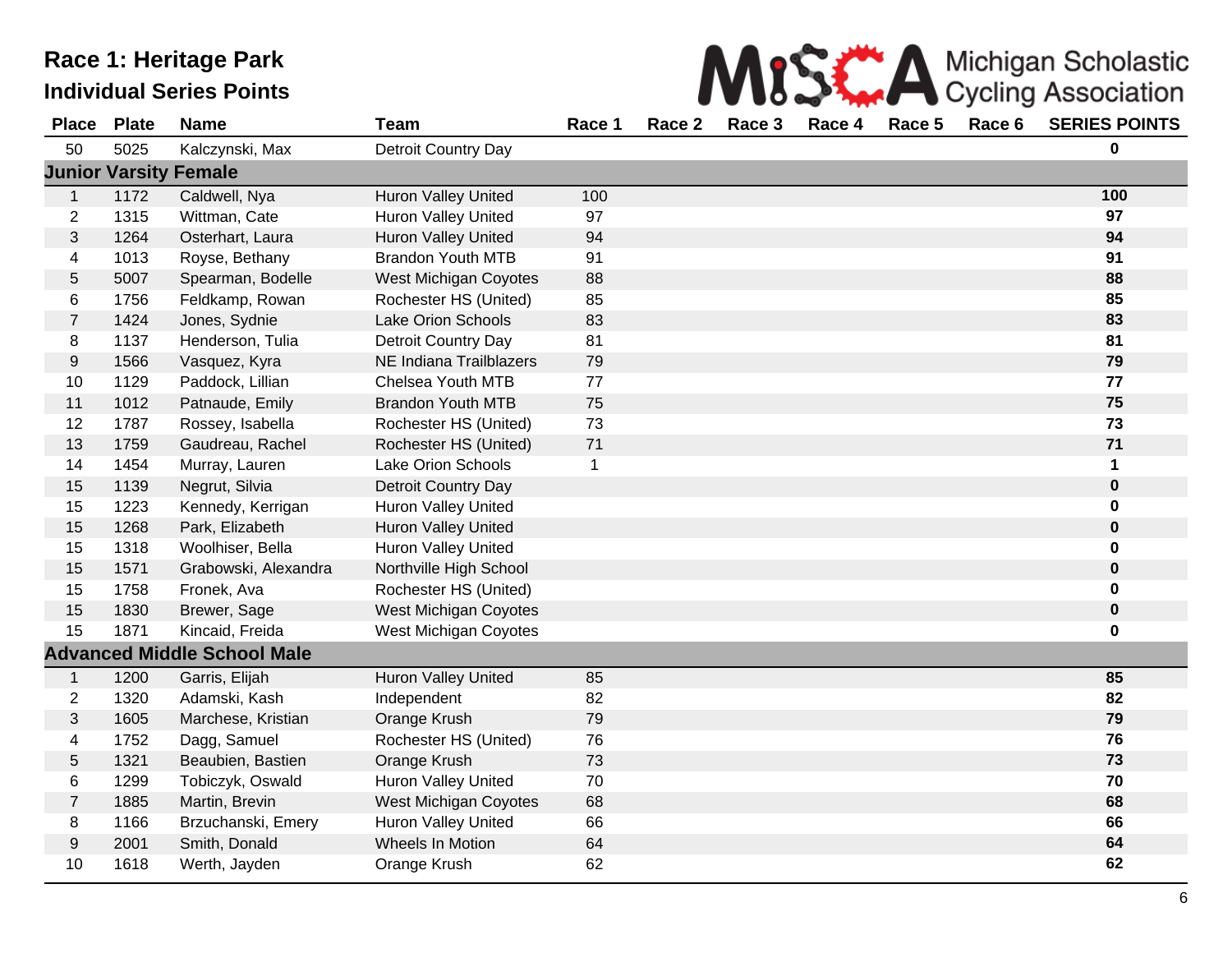# Race 1: Heritage Park

## Individual Series Points

Michigan Scholastic Cycling Association

| Place | Plate | Name | Team | Race 1 | Race 2 | Race 3 | Race 4 | Race 5 | Race 6 | SERIES POINTS |
|---|---|---|---|---|---|---|---|---|---|---|
| 50 | 5025 | Kalczynski, Max | Detroit Country Day | | | | | | | **0** |
| **Junior Varsity Female** | | | | | | | | | | |
| 1 | 1172 | Caldwell, Nya | Huron Valley United | 100 | | | | | | **100** |
| 2 | 1315 | Wittman, Cate | Huron Valley United | 97 | | | | | | **97** |
| 3 | 1264 | Osterhart, Laura | Huron Valley United | 94 | | | | | | **94** |
| 4 | 1013 | Royse, Bethany | Brandon Youth MTB | 91 | | | | | | **91** |
| 5 | 5007 | Spearman, Bodelle | West Michigan Coyotes | 88 | | | | | | **88** |
| 6 | 1756 | Feldkamp, Rowan | Rochester HS (United) | 85 | | | | | | **85** |
| 7 | 1424 | Jones, Sydnie | Lake Orion Schools | 83 | | | | | | **83** |
| 8 | 1137 | Henderson, Tulia | Detroit Country Day | 81 | | | | | | **81** |
| 9 | 1566 | Vasquez, Kyra | NE Indiana Trailblazers | 79 | | | | | | **79** |
| 10 | 1129 | Paddock, Lillian | Chelsea Youth MTB | 77 | | | | | | **77** |
| 11 | 1012 | Patnaude, Emily | Brandon Youth MTB | 75 | | | | | | **75** |
| 12 | 1787 | Rossey, Isabella | Rochester HS (United) | 73 | | | | | | **73** |
| 13 | 1759 | Gaudreau, Rachel | Rochester HS (United) | 71 | | | | | | **71** |
| 14 | 1454 | Murray, Lauren | Lake Orion Schools | 1 | | | | | | **1** |
| 15 | 1139 | Negrut, Silvia | Detroit Country Day | | | | | | | **0** |
| 15 | 1223 | Kennedy, Kerrigan | Huron Valley United | | | | | | | **0** |
| 15 | 1268 | Park, Elizabeth | Huron Valley United | | | | | | | **0** |
| 15 | 1318 | Woolhiser, Bella | Huron Valley United | | | | | | | **0** |
| 15 | 1571 | Grabowski, Alexandra | Northville High School | | | | | | | **0** |
| 15 | 1758 | Fronek, Ava | Rochester HS (United) | | | | | | | **0** |
| 15 | 1830 | Brewer, Sage | West Michigan Coyotes | | | | | | | **0** |
| 15 | 1871 | Kincaid, Freida | West Michigan Coyotes | | | | | | | **0** |
| **Advanced Middle School Male** | | | | | | | | | | |
| 1 | 1200 | Garris, Elijah | Huron Valley United | 85 | | | | | | **85** |
| 2 | 1320 | Adamski, Kash | Independent | 82 | | | | | | **82** |
| 3 | 1605 | Marchese, Kristian | Orange Krush | 79 | | | | | | **79** |
| 4 | 1752 | Dagg, Samuel | Rochester HS (United) | 76 | | | | | | **76** |
| 5 | 1321 | Beaubien, Bastien | Orange Krush | 73 | | | | | | **73** |
| 6 | 1299 | Tobiczyk, Oswald | Huron Valley United | 70 | | | | | | **70** |
| 7 | 1885 | Martin, Brevin | West Michigan Coyotes | 68 | | | | | | **68** |
| 8 | 1166 | Brzuchanski, Emery | Huron Valley United | 66 | | | | | | **66** |
| 9 | 2001 | Smith, Donald | Wheels In Motion | 64 | | | | | | **64** |
| 10 | 1618 | Werth, Jayden | Orange Krush | 62 | | | | | | **62** |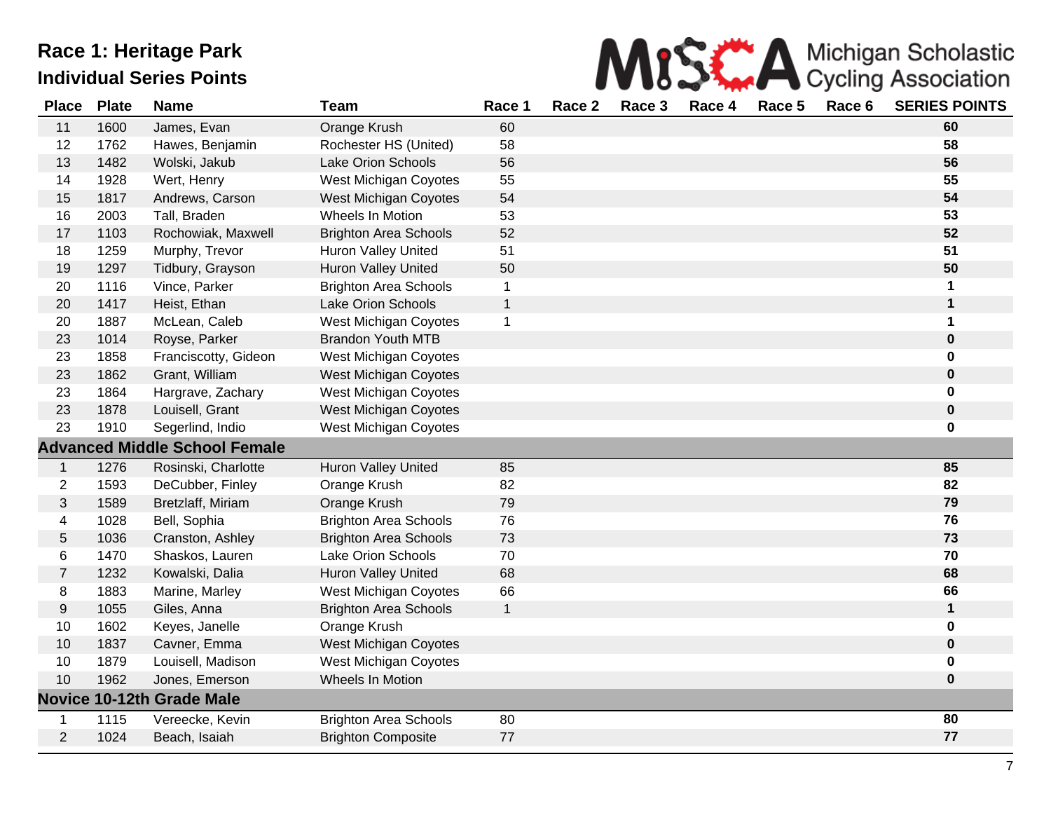# Race 1: Heritage Park

## Individual Series Points

Michigan Scholastic Cycling Association

| Place | Plate | Name | Team | Race 1 | Race 2 | Race 3 | Race 4 | Race 5 | Race 6 | SERIES POINTS |
|---|---|---|---|---|---|---|---|---|---|---|
| 11 | 1600 | James, Evan | Orange Krush | 60 | | | | | | **60** |
| 12 | 1762 | Hawes, Benjamin | Rochester HS (United) | 58 | | | | | | **58** |
| 13 | 1482 | Wolski, Jakub | Lake Orion Schools | 56 | | | | | | **56** |
| 14 | 1928 | Wert, Henry | West Michigan Coyotes | 55 | | | | | | **55** |
| 15 | 1817 | Andrews, Carson | West Michigan Coyotes | 54 | | | | | | **54** |
| 16 | 2003 | Tall, Braden | Wheels In Motion | 53 | | | | | | **53** |
| 17 | 1103 | Rochowiak, Maxwell | Brighton Area Schools | 52 | | | | | | **52** |
| 18 | 1259 | Murphy, Trevor | Huron Valley United | 51 | | | | | | **51** |
| 19 | 1297 | Tidbury, Grayson | Huron Valley United | 50 | | | | | | **50** |
| 20 | 1116 | Vince, Parker | Brighton Area Schools | 1 | | | | | | **1** |
| 20 | 1417 | Heist, Ethan | Lake Orion Schools | 1 | | | | | | **1** |
| 20 | 1887 | McLean, Caleb | West Michigan Coyotes | 1 | | | | | | **1** |
| 23 | 1014 | Royse, Parker | Brandon Youth MTB | | | | | | | **0** |
| 23 | 1858 | Franciscotty, Gideon | West Michigan Coyotes | | | | | | | **0** |
| 23 | 1862 | Grant, William | West Michigan Coyotes | | | | | | | **0** |
| 23 | 1864 | Hargrave, Zachary | West Michigan Coyotes | | | | | | | **0** |
| 23 | 1878 | Louisell, Grant | West Michigan Coyotes | | | | | | | **0** |
| 23 | 1910 | Segerlind, Indio | West Michigan Coyotes | | | | | | | **0** |
| **Advanced Middle School Female** | | | | | | | | | | |
| 1 | 1276 | Rosinski, Charlotte | Huron Valley United | 85 | | | | | | **85** |
| 2 | 1593 | DeCubber, Finley | Orange Krush | 82 | | | | | | **82** |
| 3 | 1589 | Bretzlaff, Miriam | Orange Krush | 79 | | | | | | **79** |
| 4 | 1028 | Bell, Sophia | Brighton Area Schools | 76 | | | | | | **76** |
| 5 | 1036 | Cranston, Ashley | Brighton Area Schools | 73 | | | | | | **73** |
| 6 | 1470 | Shaskos, Lauren | Lake Orion Schools | 70 | | | | | | **70** |
| 7 | 1232 | Kowalski, Dalia | Huron Valley United | 68 | | | | | | **68** |
| 8 | 1883 | Marine, Marley | West Michigan Coyotes | 66 | | | | | | **66** |
| 9 | 1055 | Giles, Anna | Brighton Area Schools | 1 | | | | | | **1** |
| 10 | 1602 | Keyes, Janelle | Orange Krush | | | | | | | **0** |
| 10 | 1837 | Cavner, Emma | West Michigan Coyotes | | | | | | | **0** |
| 10 | 1879 | Louisell, Madison | West Michigan Coyotes | | | | | | | **0** |
| 10 | 1962 | Jones, Emerson | Wheels In Motion | | | | | | | **0** |
| **Novice 10-12th Grade Male** | | | | | | | | | | |
| 1 | 1115 | Vereecke, Kevin | Brighton Area Schools | 80 | | | | | | **80** |
| 2 | 1024 | Beach, Isaiah | Brighton Composite | 77 | | | | | | **77** |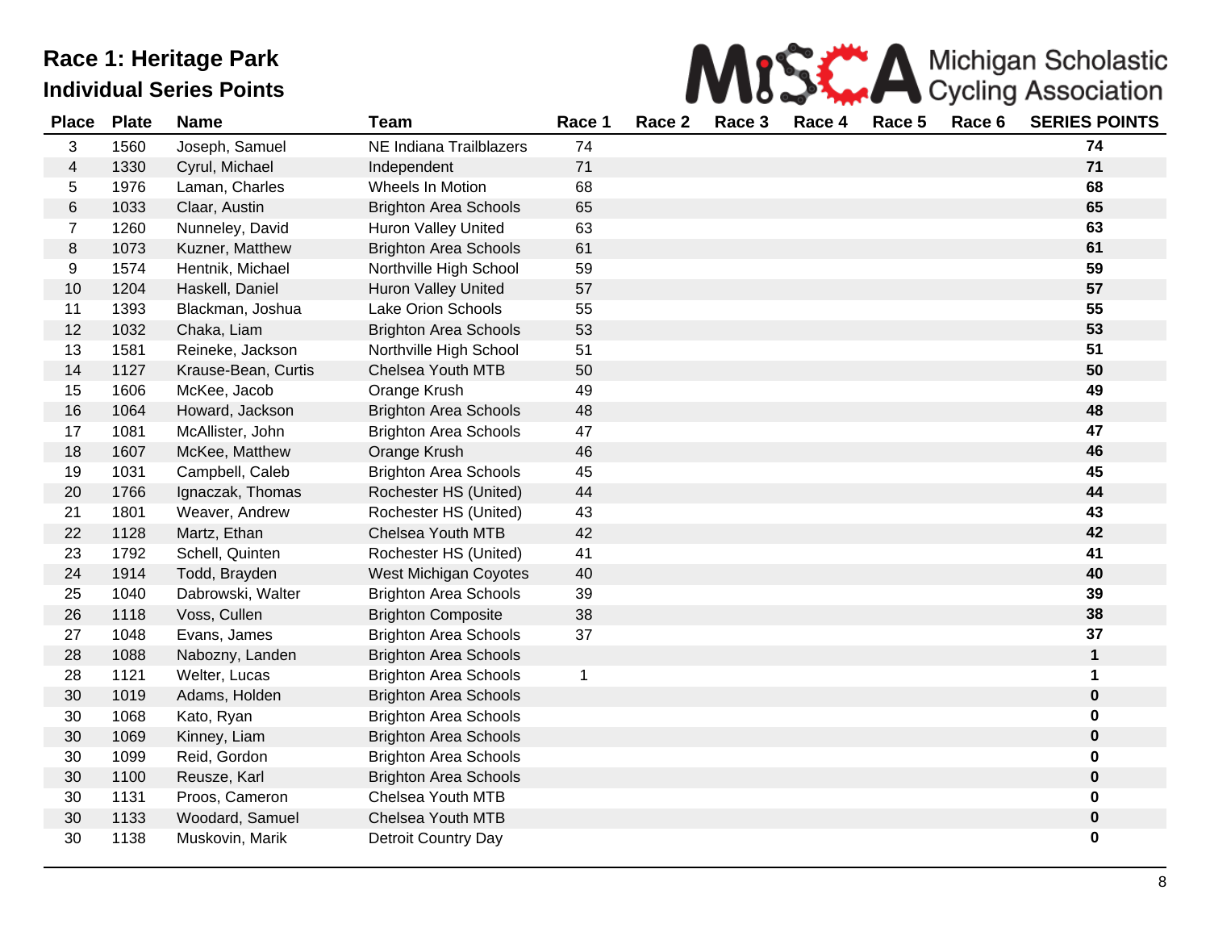# Race 1: Heritage Park

## Individual Series Points

MiSCA Michigan Scholastic Cycling Association

| Place | Plate | Name | Team | Race 1 | Race 2 | Race 3 | Race 4 | Race 5 | Race 6 | SERIES POINTS |
|---|---|---|---|---|---|---|---|---|---|---|
| 3 | 1560 | Joseph, Samuel | NE Indiana Trailblazers | 74 | | | | | | **74** |
| 4 | 1330 | Cyrul, Michael | Independent | 71 | | | | | | **71** |
| 5 | 1976 | Laman, Charles | Wheels In Motion | 68 | | | | | | **68** |
| 6 | 1033 | Claar, Austin | Brighton Area Schools | 65 | | | | | | **65** |
| 7 | 1260 | Nunneley, David | Huron Valley United | 63 | | | | | | **63** |
| 8 | 1073 | Kuzner, Matthew | Brighton Area Schools | 61 | | | | | | **61** |
| 9 | 1574 | Hentnik, Michael | Northville High School | 59 | | | | | | **59** |
| 10 | 1204 | Haskell, Daniel | Huron Valley United | 57 | | | | | | **57** |
| 11 | 1393 | Blackman, Joshua | Lake Orion Schools | 55 | | | | | | **55** |
| 12 | 1032 | Chaka, Liam | Brighton Area Schools | 53 | | | | | | **53** |
| 13 | 1581 | Reineke, Jackson | Northville High School | 51 | | | | | | **51** |
| 14 | 1127 | Krause-Bean, Curtis | Chelsea Youth MTB | 50 | | | | | | **50** |
| 15 | 1606 | McKee, Jacob | Orange Krush | 49 | | | | | | **49** |
| 16 | 1064 | Howard, Jackson | Brighton Area Schools | 48 | | | | | | **48** |
| 17 | 1081 | McAllister, John | Brighton Area Schools | 47 | | | | | | **47** |
| 18 | 1607 | McKee, Matthew | Orange Krush | 46 | | | | | | **46** |
| 19 | 1031 | Campbell, Caleb | Brighton Area Schools | 45 | | | | | | **45** |
| 20 | 1766 | Ignaczak, Thomas | Rochester HS (United) | 44 | | | | | | **44** |
| 21 | 1801 | Weaver, Andrew | Rochester HS (United) | 43 | | | | | | **43** |
| 22 | 1128 | Martz, Ethan | Chelsea Youth MTB | 42 | | | | | | **42** |
| 23 | 1792 | Schell, Quinten | Rochester HS (United) | 41 | | | | | | **41** |
| 24 | 1914 | Todd, Brayden | West Michigan Coyotes | 40 | | | | | | **40** |
| 25 | 1040 | Dabrowski, Walter | Brighton Area Schools | 39 | | | | | | **39** |
| 26 | 1118 | Voss, Cullen | Brighton Composite | 38 | | | | | | **38** |
| 27 | 1048 | Evans, James | Brighton Area Schools | 37 | | | | | | **37** |
| 28 | 1088 | Nabozny, Landen | Brighton Area Schools | | | | | | | **1** |
| 28 | 1121 | Welter, Lucas | Brighton Area Schools | 1 | | | | | | **1** |
| 30 | 1019 | Adams, Holden | Brighton Area Schools | | | | | | | **0** |
| 30 | 1068 | Kato, Ryan | Brighton Area Schools | | | | | | | **0** |
| 30 | 1069 | Kinney, Liam | Brighton Area Schools | | | | | | | **0** |
| 30 | 1099 | Reid, Gordon | Brighton Area Schools | | | | | | | **0** |
| 30 | 1100 | Reusze, Karl | Brighton Area Schools | | | | | | | **0** |
| 30 | 1131 | Proos, Cameron | Chelsea Youth MTB | | | | | | | **0** |
| 30 | 1133 | Woodard, Samuel | Chelsea Youth MTB | | | | | | | **0** |
| 30 | 1138 | Muskovin, Marik | Detroit Country Day | | | | | | | **0** |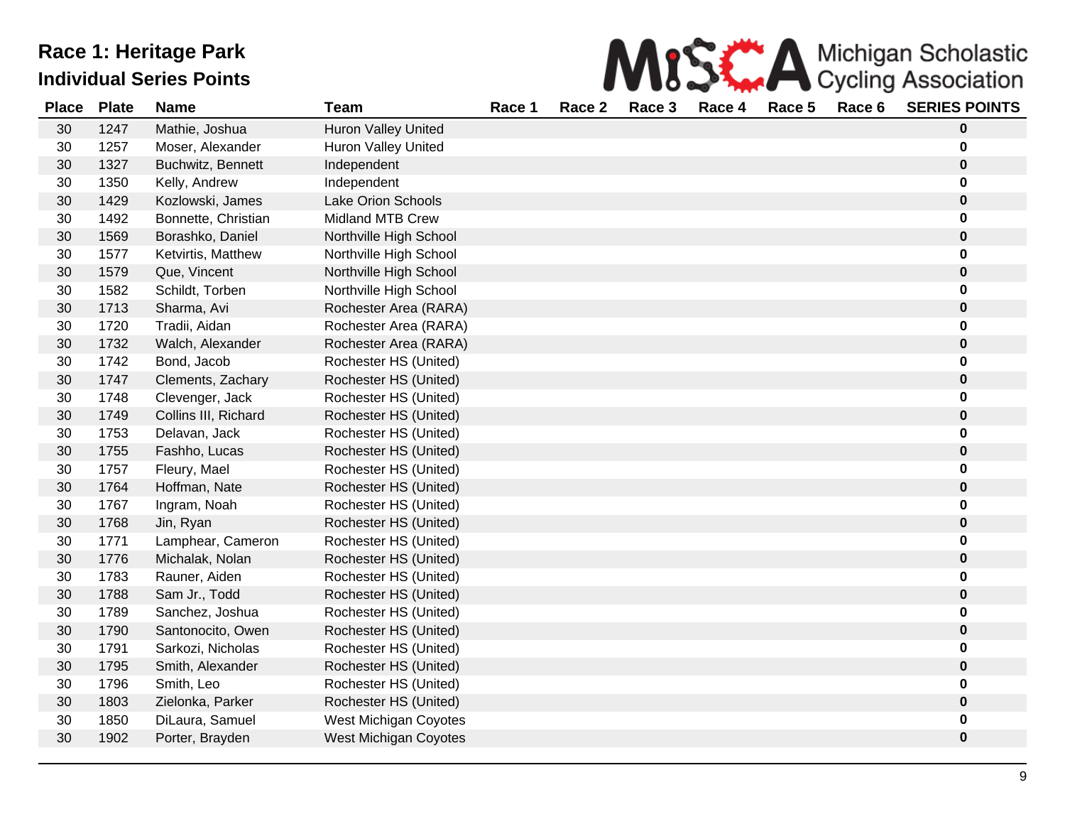# Race 1: Heritage Park
## Individual Series Points

Michigan Scholastic Cycling Association

| Place | Plate | Name | Team | Race 1 | Race 2 | Race 3 | Race 4 | Race 5 | Race 6 | SERIES POINTS |
|---|---|---|---|---|---|---|---|---|---|---|
| 30 | 1247 | Mathie, Joshua | Huron Valley United | | | | | | | **0** |
| 30 | 1257 | Moser, Alexander | Huron Valley United | | | | | | | **0** |
| 30 | 1327 | Buchwitz, Bennett | Independent | | | | | | | **0** |
| 30 | 1350 | Kelly, Andrew | Independent | | | | | | | **0** |
| 30 | 1429 | Kozlowski, James | Lake Orion Schools | | | | | | | **0** |
| 30 | 1492 | Bonnette, Christian | Midland MTB Crew | | | | | | | **0** |
| 30 | 1569 | Borashko, Daniel | Northville High School | | | | | | | **0** |
| 30 | 1577 | Ketvirtis, Matthew | Northville High School | | | | | | | **0** |
| 30 | 1579 | Que, Vincent | Northville High School | | | | | | | **0** |
| 30 | 1582 | Schildt, Torben | Northville High School | | | | | | | **0** |
| 30 | 1713 | Sharma, Avi | Rochester Area (RARA) | | | | | | | **0** |
| 30 | 1720 | Tradii, Aidan | Rochester Area (RARA) | | | | | | | **0** |
| 30 | 1732 | Walch, Alexander | Rochester Area (RARA) | | | | | | | **0** |
| 30 | 1742 | Bond, Jacob | Rochester HS (United) | | | | | | | **0** |
| 30 | 1747 | Clements, Zachary | Rochester HS (United) | | | | | | | **0** |
| 30 | 1748 | Clevenger, Jack | Rochester HS (United) | | | | | | | **0** |
| 30 | 1749 | Collins III, Richard | Rochester HS (United) | | | | | | | **0** |
| 30 | 1753 | Delavan, Jack | Rochester HS (United) | | | | | | | **0** |
| 30 | 1755 | Fashho, Lucas | Rochester HS (United) | | | | | | | **0** |
| 30 | 1757 | Fleury, Mael | Rochester HS (United) | | | | | | | **0** |
| 30 | 1764 | Hoffman, Nate | Rochester HS (United) | | | | | | | **0** |
| 30 | 1767 | Ingram, Noah | Rochester HS (United) | | | | | | | **0** |
| 30 | 1768 | Jin, Ryan | Rochester HS (United) | | | | | | | **0** |
| 30 | 1771 | Lamphear, Cameron | Rochester HS (United) | | | | | | | **0** |
| 30 | 1776 | Michalak, Nolan | Rochester HS (United) | | | | | | | **0** |
| 30 | 1783 | Rauner, Aiden | Rochester HS (United) | | | | | | | **0** |
| 30 | 1788 | Sam Jr., Todd | Rochester HS (United) | | | | | | | **0** |
| 30 | 1789 | Sanchez, Joshua | Rochester HS (United) | | | | | | | **0** |
| 30 | 1790 | Santonocito, Owen | Rochester HS (United) | | | | | | | **0** |
| 30 | 1791 | Sarkozi, Nicholas | Rochester HS (United) | | | | | | | **0** |
| 30 | 1795 | Smith, Alexander | Rochester HS (United) | | | | | | | **0** |
| 30 | 1796 | Smith, Leo | Rochester HS (United) | | | | | | | **0** |
| 30 | 1803 | Zielonka, Parker | Rochester HS (United) | | | | | | | **0** |
| 30 | 1850 | DiLaura, Samuel | West Michigan Coyotes | | | | | | | **0** |
| 30 | 1902 | Porter, Brayden | West Michigan Coyotes | | | | | | | **0** |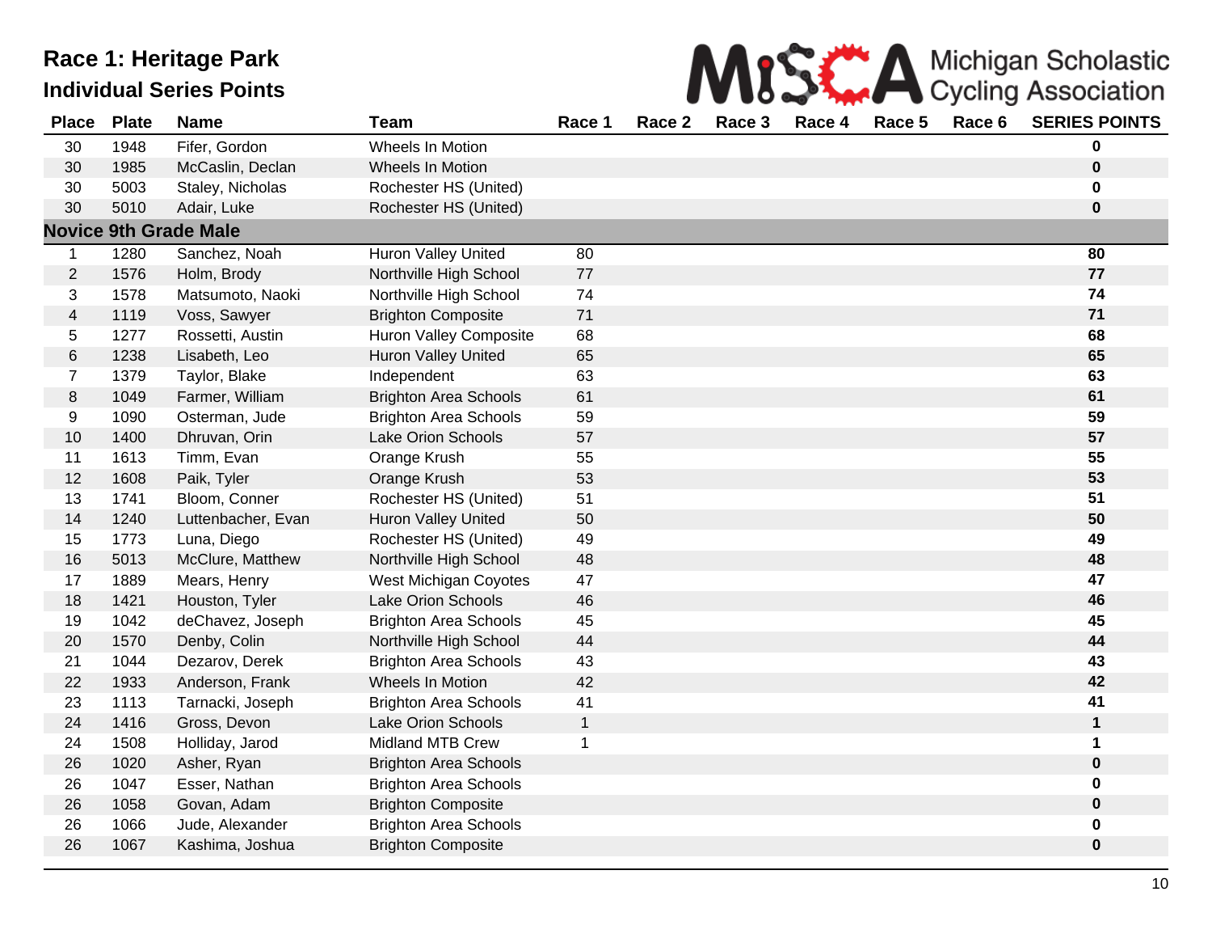# Race 1: Heritage Park

## Individual Series Points

Michigan Scholastic Cycling Association

| Place | Plate | Name | Team | Race 1 | Race 2 | Race 3 | Race 4 | Race 5 | Race 6 | SERIES POINTS |
|---|---|---|---|---|---|---|---|---|---|---|
| 30 | 1948 | Fifer, Gordon | Wheels In Motion | | | | | | | **0** |
| 30 | 1985 | McCaslin, Declan | Wheels In Motion | | | | | | | **0** |
| 30 | 5003 | Staley, Nicholas | Rochester HS (United) | | | | | | | **0** |
| 30 | 5010 | Adair, Luke | Rochester HS (United) | | | | | | | **0** |
| **Novice 9th Grade Male** | | | | | | | | | | |
| 1 | 1280 | Sanchez, Noah | Huron Valley United | 80 | | | | | | **80** |
| 2 | 1576 | Holm, Brody | Northville High School | 77 | | | | | | **77** |
| 3 | 1578 | Matsumoto, Naoki | Northville High School | 74 | | | | | | **74** |
| 4 | 1119 | Voss, Sawyer | Brighton Composite | 71 | | | | | | **71** |
| 5 | 1277 | Rossetti, Austin | Huron Valley Composite | 68 | | | | | | **68** |
| 6 | 1238 | Lisabeth, Leo | Huron Valley United | 65 | | | | | | **65** |
| 7 | 1379 | Taylor, Blake | Independent | 63 | | | | | | **63** |
| 8 | 1049 | Farmer, William | Brighton Area Schools | 61 | | | | | | **61** |
| 9 | 1090 | Osterman, Jude | Brighton Area Schools | 59 | | | | | | **59** |
| 10 | 1400 | Dhruvan, Orin | Lake Orion Schools | 57 | | | | | | **57** |
| 11 | 1613 | Timm, Evan | Orange Krush | 55 | | | | | | **55** |
| 12 | 1608 | Paik, Tyler | Orange Krush | 53 | | | | | | **53** |
| 13 | 1741 | Bloom, Conner | Rochester HS (United) | 51 | | | | | | **51** |
| 14 | 1240 | Luttenbacher, Evan | Huron Valley United | 50 | | | | | | **50** |
| 15 | 1773 | Luna, Diego | Rochester HS (United) | 49 | | | | | | **49** |
| 16 | 5013 | McClure, Matthew | Northville High School | 48 | | | | | | **48** |
| 17 | 1889 | Mears, Henry | West Michigan Coyotes | 47 | | | | | | **47** |
| 18 | 1421 | Houston, Tyler | Lake Orion Schools | 46 | | | | | | **46** |
| 19 | 1042 | deChavez, Joseph | Brighton Area Schools | 45 | | | | | | **45** |
| 20 | 1570 | Denby, Colin | Northville High School | 44 | | | | | | **44** |
| 21 | 1044 | Dezarov, Derek | Brighton Area Schools | 43 | | | | | | **43** |
| 22 | 1933 | Anderson, Frank | Wheels In Motion | 42 | | | | | | **42** |
| 23 | 1113 | Tarnacki, Joseph | Brighton Area Schools | 41 | | | | | | **41** |
| 24 | 1416 | Gross, Devon | Lake Orion Schools | 1 | | | | | | **1** |
| 24 | 1508 | Holliday, Jarod | Midland MTB Crew | 1 | | | | | | **1** |
| 26 | 1020 | Asher, Ryan | Brighton Area Schools | | | | | | | **0** |
| 26 | 1047 | Esser, Nathan | Brighton Area Schools | | | | | | | **0** |
| 26 | 1058 | Govan, Adam | Brighton Composite | | | | | | | **0** |
| 26 | 1066 | Jude, Alexander | Brighton Area Schools | | | | | | | **0** |
| 26 | 1067 | Kashima, Joshua | Brighton Composite | | | | | | | **0** |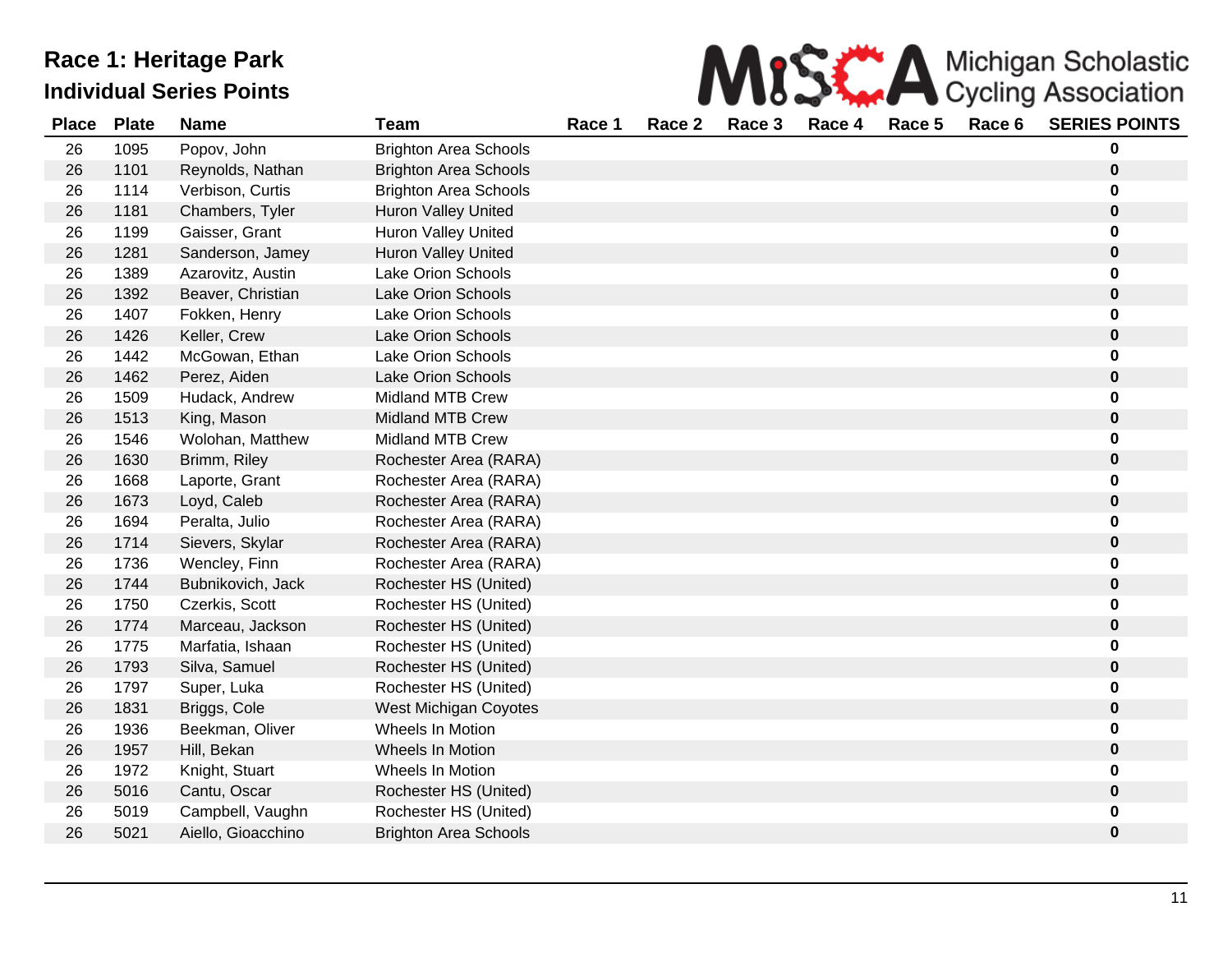# Race 1: Heritage Park

## Individual Series Points

Michigan Scholastic Cycling Association

| Place | Plate | Name | Team | Race 1 | Race 2 | Race 3 | Race 4 | Race 5 | Race 6 | SERIES POINTS |
|---|---|---|---|---|---|---|---|---|---|---|
| 26 | 1095 | Popov, John | Brighton Area Schools | | | | | | | **0** |
| 26 | 1101 | Reynolds, Nathan | Brighton Area Schools | | | | | | | **0** |
| 26 | 1114 | Verbison, Curtis | Brighton Area Schools | | | | | | | **0** |
| 26 | 1181 | Chambers, Tyler | Huron Valley United | | | | | | | **0** |
| 26 | 1199 | Gaisser, Grant | Huron Valley United | | | | | | | **0** |
| 26 | 1281 | Sanderson, Jamey | Huron Valley United | | | | | | | **0** |
| 26 | 1389 | Azarovitz, Austin | Lake Orion Schools | | | | | | | **0** |
| 26 | 1392 | Beaver, Christian | Lake Orion Schools | | | | | | | **0** |
| 26 | 1407 | Fokken, Henry | Lake Orion Schools | | | | | | | **0** |
| 26 | 1426 | Keller, Crew | Lake Orion Schools | | | | | | | **0** |
| 26 | 1442 | McGowan, Ethan | Lake Orion Schools | | | | | | | **0** |
| 26 | 1462 | Perez, Aiden | Lake Orion Schools | | | | | | | **0** |
| 26 | 1509 | Hudack, Andrew | Midland MTB Crew | | | | | | | **0** |
| 26 | 1513 | King, Mason | Midland MTB Crew | | | | | | | **0** |
| 26 | 1546 | Wolohan, Matthew | Midland MTB Crew | | | | | | | **0** |
| 26 | 1630 | Brimm, Riley | Rochester Area (RARA) | | | | | | | **0** |
| 26 | 1668 | Laporte, Grant | Rochester Area (RARA) | | | | | | | **0** |
| 26 | 1673 | Loyd, Caleb | Rochester Area (RARA) | | | | | | | **0** |
| 26 | 1694 | Peralta, Julio | Rochester Area (RARA) | | | | | | | **0** |
| 26 | 1714 | Sievers, Skylar | Rochester Area (RARA) | | | | | | | **0** |
| 26 | 1736 | Wencley, Finn | Rochester Area (RARA) | | | | | | | **0** |
| 26 | 1744 | Bubnikovich, Jack | Rochester HS (United) | | | | | | | **0** |
| 26 | 1750 | Czerkis, Scott | Rochester HS (United) | | | | | | | **0** |
| 26 | 1774 | Marceau, Jackson | Rochester HS (United) | | | | | | | **0** |
| 26 | 1775 | Marfatia, Ishaan | Rochester HS (United) | | | | | | | **0** |
| 26 | 1793 | Silva, Samuel | Rochester HS (United) | | | | | | | **0** |
| 26 | 1797 | Super, Luka | Rochester HS (United) | | | | | | | **0** |
| 26 | 1831 | Briggs, Cole | West Michigan Coyotes | | | | | | | **0** |
| 26 | 1936 | Beekman, Oliver | Wheels In Motion | | | | | | | **0** |
| 26 | 1957 | Hill, Bekan | Wheels In Motion | | | | | | | **0** |
| 26 | 1972 | Knight, Stuart | Wheels In Motion | | | | | | | **0** |
| 26 | 5016 | Cantu, Oscar | Rochester HS (United) | | | | | | | **0** |
| 26 | 5019 | Campbell, Vaughn | Rochester HS (United) | | | | | | | **0** |
| 26 | 5021 | Aiello, Gioacchino | Brighton Area Schools | | | | | | | **0** |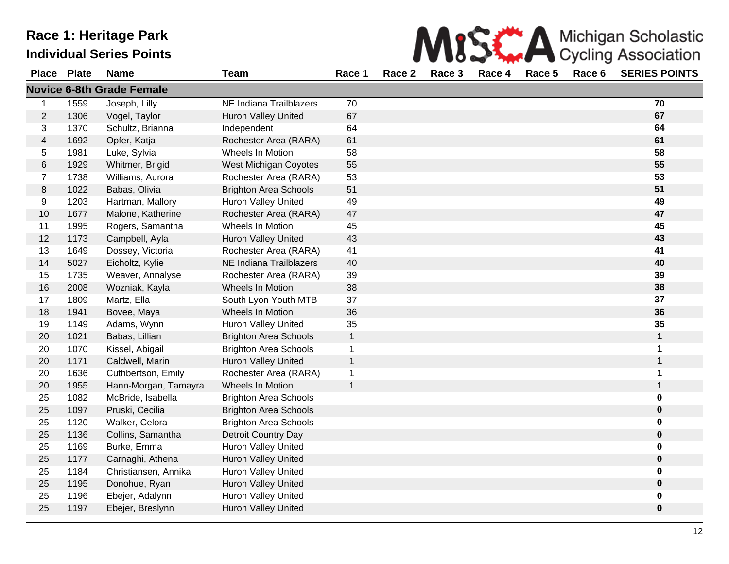# Race 1: Heritage Park

## Individual Series Points

Michigan Scholastic Cycling Association

| Place | Plate | Name | Team | Race 1 | Race 2 | Race 3 | Race 4 | Race 5 | Race 6 | SERIES POINTS |
|---|---|---|---|---|---|---|---|---|---|---|
| **Novice 6-8th Grade Female** | | | | | | | | | | |
| 1 | 1559 | Joseph, Lilly | NE Indiana Trailblazers | 70 | | | | | | **70** |
| 2 | 1306 | Vogel, Taylor | Huron Valley United | 67 | | | | | | **67** |
| 3 | 1370 | Schultz, Brianna | Independent | 64 | | | | | | **64** |
| 4 | 1692 | Opfer, Katja | Rochester Area (RARA) | 61 | | | | | | **61** |
| 5 | 1981 | Luke, Sylvia | Wheels In Motion | 58 | | | | | | **58** |
| 6 | 1929 | Whitmer, Brigid | West Michigan Coyotes | 55 | | | | | | **55** |
| 7 | 1738 | Williams, Aurora | Rochester Area (RARA) | 53 | | | | | | **53** |
| 8 | 1022 | Babas, Olivia | Brighton Area Schools | 51 | | | | | | **51** |
| 9 | 1203 | Hartman, Mallory | Huron Valley United | 49 | | | | | | **49** |
| 10 | 1677 | Malone, Katherine | Rochester Area (RARA) | 47 | | | | | | **47** |
| 11 | 1995 | Rogers, Samantha | Wheels In Motion | 45 | | | | | | **45** |
| 12 | 1173 | Campbell, Ayla | Huron Valley United | 43 | | | | | | **43** |
| 13 | 1649 | Dossey, Victoria | Rochester Area (RARA) | 41 | | | | | | **41** |
| 14 | 5027 | Eicholtz, Kylie | NE Indiana Trailblazers | 40 | | | | | | **40** |
| 15 | 1735 | Weaver, Annalyse | Rochester Area (RARA) | 39 | | | | | | **39** |
| 16 | 2008 | Wozniak, Kayla | Wheels In Motion | 38 | | | | | | **38** |
| 17 | 1809 | Martz, Ella | South Lyon Youth MTB | 37 | | | | | | **37** |
| 18 | 1941 | Bovee, Maya | Wheels In Motion | 36 | | | | | | **36** |
| 19 | 1149 | Adams, Wynn | Huron Valley United | 35 | | | | | | **35** |
| 20 | 1021 | Babas, Lillian | Brighton Area Schools | 1 | | | | | | **1** |
| 20 | 1070 | Kissel, Abigail | Brighton Area Schools | 1 | | | | | | **1** |
| 20 | 1171 | Caldwell, Marin | Huron Valley United | 1 | | | | | | **1** |
| 20 | 1636 | Cuthbertson, Emily | Rochester Area (RARA) | 1 | | | | | | **1** |
| 20 | 1955 | Hann-Morgan, Tamayra | Wheels In Motion | 1 | | | | | | **1** |
| 25 | 1082 | McBride, Isabella | Brighton Area Schools | | | | | | | **0** |
| 25 | 1097 | Pruski, Cecilia | Brighton Area Schools | | | | | | | **0** |
| 25 | 1120 | Walker, Celora | Brighton Area Schools | | | | | | | **0** |
| 25 | 1136 | Collins, Samantha | Detroit Country Day | | | | | | | **0** |
| 25 | 1169 | Burke, Emma | Huron Valley United | | | | | | | **0** |
| 25 | 1177 | Carnaghi, Athena | Huron Valley United | | | | | | | **0** |
| 25 | 1184 | Christiansen, Annika | Huron Valley United | | | | | | | **0** |
| 25 | 1195 | Donohue, Ryan | Huron Valley United | | | | | | | **0** |
| 25 | 1196 | Ebejer, Adalynn | Huron Valley United | | | | | | | **0** |
| 25 | 1197 | Ebejer, Breslynn | Huron Valley United | | | | | | | **0** |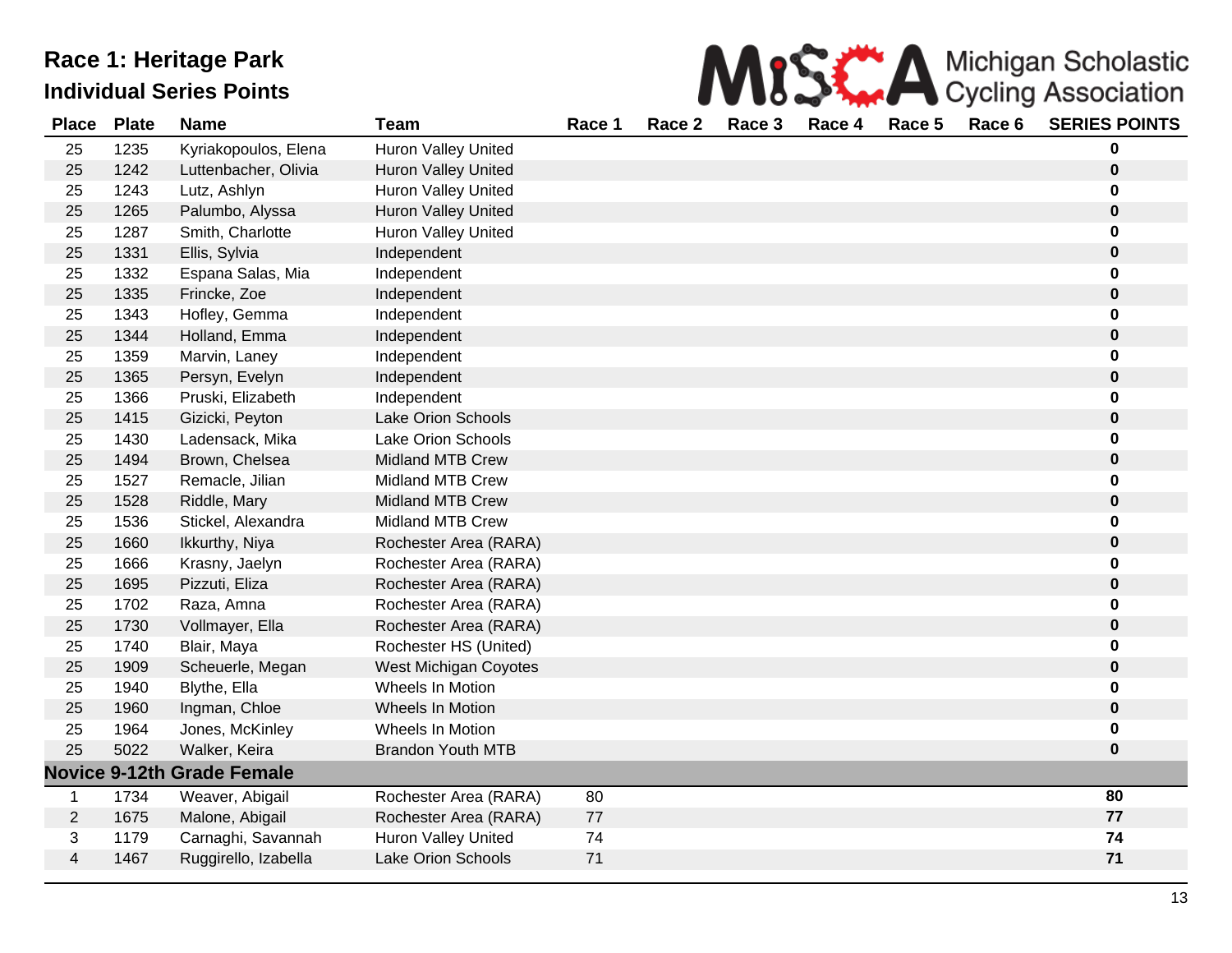# Race 1: Heritage Park
## Individual Series Points

MiSCA Michigan Scholastic Cycling Association

| Place | Plate | Name | Team | Race 1 | Race 2 | Race 3 | Race 4 | Race 5 | Race 6 | SERIES POINTS |
|---|---|---|---|---|---|---|---|---|---|---|
| 25 | 1235 | Kyriakopoulos, Elena | Huron Valley United | | | | | | | **0** |
| 25 | 1242 | Luttenbacher, Olivia | Huron Valley United | | | | | | | **0** |
| 25 | 1243 | Lutz, Ashlyn | Huron Valley United | | | | | | | **0** |
| 25 | 1265 | Palumbo, Alyssa | Huron Valley United | | | | | | | **0** |
| 25 | 1287 | Smith, Charlotte | Huron Valley United | | | | | | | **0** |
| 25 | 1331 | Ellis, Sylvia | Independent | | | | | | | **0** |
| 25 | 1332 | Espana Salas, Mia | Independent | | | | | | | **0** |
| 25 | 1335 | Frincke, Zoe | Independent | | | | | | | **0** |
| 25 | 1343 | Hofley, Gemma | Independent | | | | | | | **0** |
| 25 | 1344 | Holland, Emma | Independent | | | | | | | **0** |
| 25 | 1359 | Marvin, Laney | Independent | | | | | | | **0** |
| 25 | 1365 | Persyn, Evelyn | Independent | | | | | | | **0** |
| 25 | 1366 | Pruski, Elizabeth | Independent | | | | | | | **0** |
| 25 | 1415 | Gizicki, Peyton | Lake Orion Schools | | | | | | | **0** |
| 25 | 1430 | Ladensack, Mika | Lake Orion Schools | | | | | | | **0** |
| 25 | 1494 | Brown, Chelsea | Midland MTB Crew | | | | | | | **0** |
| 25 | 1527 | Remacle, Jilian | Midland MTB Crew | | | | | | | **0** |
| 25 | 1528 | Riddle, Mary | Midland MTB Crew | | | | | | | **0** |
| 25 | 1536 | Stickel, Alexandra | Midland MTB Crew | | | | | | | **0** |
| 25 | 1660 | Ikkurthy, Niya | Rochester Area (RARA) | | | | | | | **0** |
| 25 | 1666 | Krasny, Jaelyn | Rochester Area (RARA) | | | | | | | **0** |
| 25 | 1695 | Pizzuti, Eliza | Rochester Area (RARA) | | | | | | | **0** |
| 25 | 1702 | Raza, Amna | Rochester Area (RARA) | | | | | | | **0** |
| 25 | 1730 | Vollmayer, Ella | Rochester Area (RARA) | | | | | | | **0** |
| 25 | 1740 | Blair, Maya | Rochester HS (United) | | | | | | | **0** |
| 25 | 1909 | Scheuerle, Megan | West Michigan Coyotes | | | | | | | **0** |
| 25 | 1940 | Blythe, Ella | Wheels In Motion | | | | | | | **0** |
| 25 | 1960 | Ingman, Chloe | Wheels In Motion | | | | | | | **0** |
| 25 | 1964 | Jones, McKinley | Wheels In Motion | | | | | | | **0** |
| 25 | 5022 | Walker, Keira | Brandon Youth MTB | | | | | | | **0** |
| **Novice 9-12th Grade Female** | | | | | | | | | | |
| 1 | 1734 | Weaver, Abigail | Rochester Area (RARA) | 80 | | | | | | **80** |
| 2 | 1675 | Malone, Abigail | Rochester Area (RARA) | 77 | | | | | | **77** |
| 3 | 1179 | Carnaghi, Savannah | Huron Valley United | 74 | | | | | | **74** |
| 4 | 1467 | Ruggirello, Izabella | Lake Orion Schools | 71 | | | | | | **71** |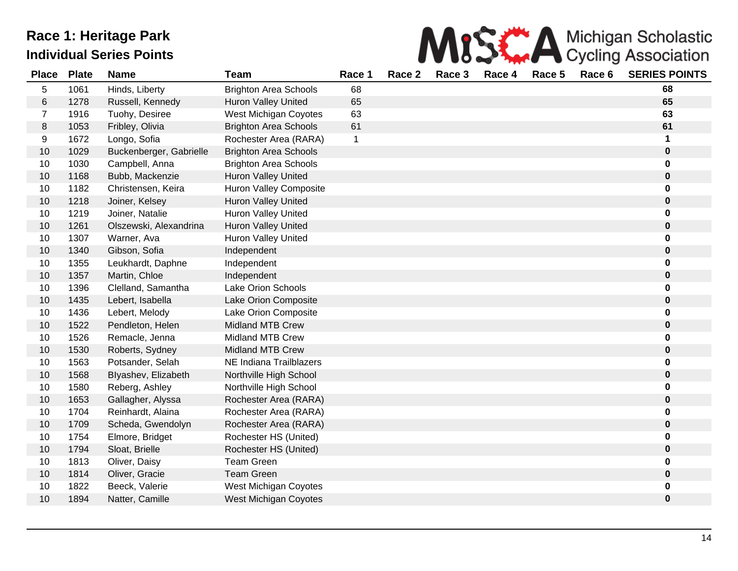# Race 1: Heritage Park

## Individual Series Points

Michigan Scholastic Cycling Association

| Place | Plate | Name | Team | Race 1 | Race 2 | Race 3 | Race 4 | Race 5 | Race 6 | SERIES POINTS |
|---|---|---|---|---|---|---|---|---|---|---|
| 5 | 1061 | Hinds, Liberty | Brighton Area Schools | 68 | | | | | | **68** |
| 6 | 1278 | Russell, Kennedy | Huron Valley United | 65 | | | | | | **65** |
| 7 | 1916 | Tuohy, Desiree | West Michigan Coyotes | 63 | | | | | | **63** |
| 8 | 1053 | Fribley, Olivia | Brighton Area Schools | 61 | | | | | | **61** |
| 9 | 1672 | Longo, Sofia | Rochester Area (RARA) | 1 | | | | | | **1** |
| 10 | 1029 | Buckenberger, Gabrielle | Brighton Area Schools | | | | | | | **0** |
| 10 | 1030 | Campbell, Anna | Brighton Area Schools | | | | | | | **0** |
| 10 | 1168 | Bubb, Mackenzie | Huron Valley United | | | | | | | **0** |
| 10 | 1182 | Christensen, Keira | Huron Valley Composite | | | | | | | **0** |
| 10 | 1218 | Joiner, Kelsey | Huron Valley United | | | | | | | **0** |
| 10 | 1219 | Joiner, Natalie | Huron Valley United | | | | | | | **0** |
| 10 | 1261 | Olszewski, Alexandrina | Huron Valley United | | | | | | | **0** |
| 10 | 1307 | Warner, Ava | Huron Valley United | | | | | | | **0** |
| 10 | 1340 | Gibson, Sofia | Independent | | | | | | | **0** |
| 10 | 1355 | Leukhardt, Daphne | Independent | | | | | | | **0** |
| 10 | 1357 | Martin, Chloe | Independent | | | | | | | **0** |
| 10 | 1396 | Clelland, Samantha | Lake Orion Schools | | | | | | | **0** |
| 10 | 1435 | Lebert, Isabella | Lake Orion Composite | | | | | | | **0** |
| 10 | 1436 | Lebert, Melody | Lake Orion Composite | | | | | | | **0** |
| 10 | 1522 | Pendleton, Helen | Midland MTB Crew | | | | | | | **0** |
| 10 | 1526 | Remacle, Jenna | Midland MTB Crew | | | | | | | **0** |
| 10 | 1530 | Roberts, Sydney | Midland MTB Crew | | | | | | | **0** |
| 10 | 1563 | Potsander, Selah | NE Indiana Trailblazers | | | | | | | **0** |
| 10 | 1568 | Blyashev, Elizabeth | Northville High School | | | | | | | **0** |
| 10 | 1580 | Reberg, Ashley | Northville High School | | | | | | | **0** |
| 10 | 1653 | Gallagher, Alyssa | Rochester Area (RARA) | | | | | | | **0** |
| 10 | 1704 | Reinhardt, Alaina | Rochester Area (RARA) | | | | | | | **0** |
| 10 | 1709 | Scheda, Gwendolyn | Rochester Area (RARA) | | | | | | | **0** |
| 10 | 1754 | Elmore, Bridget | Rochester HS (United) | | | | | | | **0** |
| 10 | 1794 | Sloat, Brielle | Rochester HS (United) | | | | | | | **0** |
| 10 | 1813 | Oliver, Daisy | Team Green | | | | | | | **0** |
| 10 | 1814 | Oliver, Gracie | Team Green | | | | | | | **0** |
| 10 | 1822 | Beeck, Valerie | West Michigan Coyotes | | | | | | | **0** |
| 10 | 1894 | Natter, Camille | West Michigan Coyotes | | | | | | | **0** |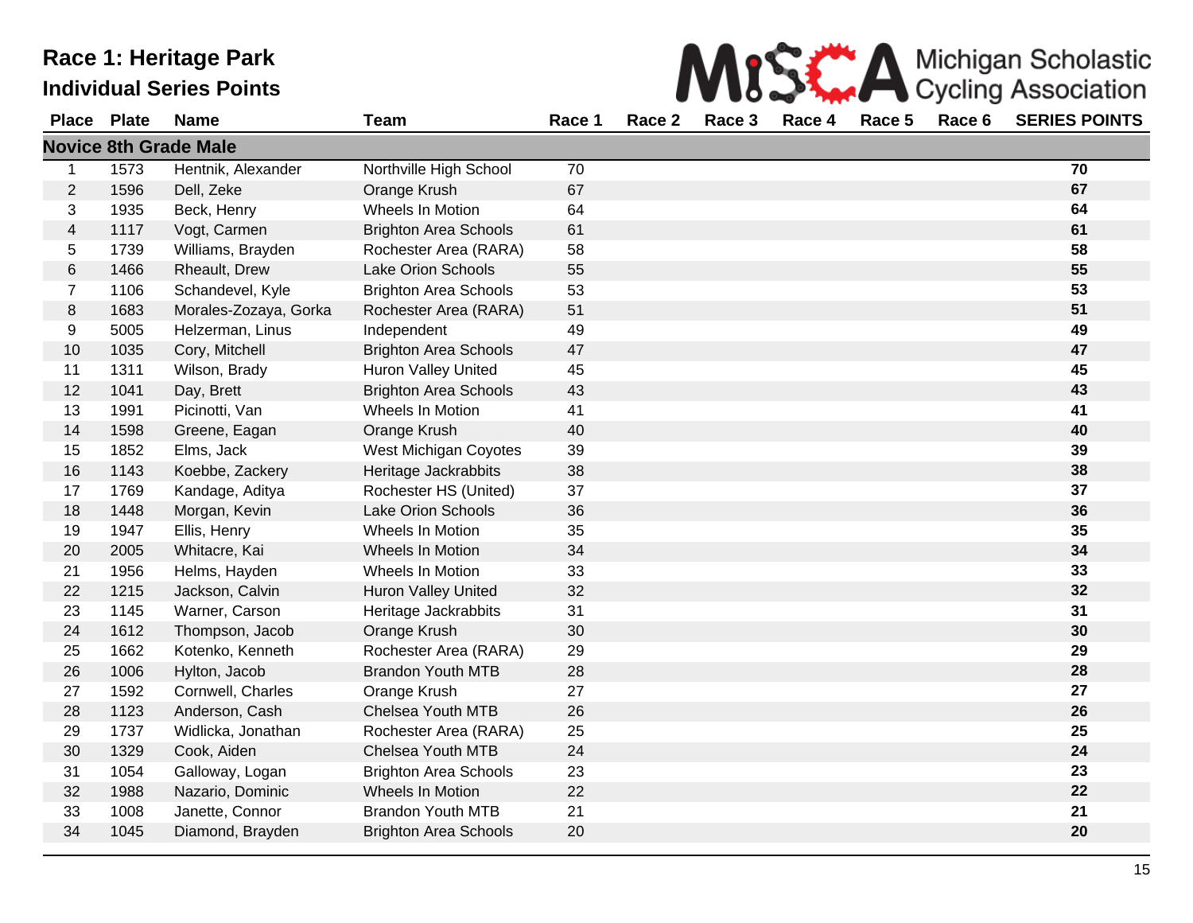# Race 1: Heritage Park

## Individual Series Points

Michigan Scholastic Cycling Association

| Place | Plate | Name | Team | Race 1 | Race 2 | Race 3 | Race 4 | Race 5 | Race 6 | SERIES POINTS |
|---|---|---|---|---|---|---|---|---|---|---|
| **Novice 8th Grade Male** | | | | | | | | | | |
| 1 | 1573 | Hentnik, Alexander | Northville High School | 70 | | | | | | **70** |
| 2 | 1596 | Dell, Zeke | Orange Krush | 67 | | | | | | **67** |
| 3 | 1935 | Beck, Henry | Wheels In Motion | 64 | | | | | | **64** |
| 4 | 1117 | Vogt, Carmen | Brighton Area Schools | 61 | | | | | | **61** |
| 5 | 1739 | Williams, Brayden | Rochester Area (RARA) | 58 | | | | | | **58** |
| 6 | 1466 | Rheault, Drew | Lake Orion Schools | 55 | | | | | | **55** |
| 7 | 1106 | Schandevel, Kyle | Brighton Area Schools | 53 | | | | | | **53** |
| 8 | 1683 | Morales-Zozaya, Gorka | Rochester Area (RARA) | 51 | | | | | | **51** |
| 9 | 5005 | Helzerman, Linus | Independent | 49 | | | | | | **49** |
| 10 | 1035 | Cory, Mitchell | Brighton Area Schools | 47 | | | | | | **47** |
| 11 | 1311 | Wilson, Brady | Huron Valley United | 45 | | | | | | **45** |
| 12 | 1041 | Day, Brett | Brighton Area Schools | 43 | | | | | | **43** |
| 13 | 1991 | Picinotti, Van | Wheels In Motion | 41 | | | | | | **41** |
| 14 | 1598 | Greene, Eagan | Orange Krush | 40 | | | | | | **40** |
| 15 | 1852 | Elms, Jack | West Michigan Coyotes | 39 | | | | | | **39** |
| 16 | 1143 | Koebbe, Zackery | Heritage Jackrabbits | 38 | | | | | | **38** |
| 17 | 1769 | Kandage, Aditya | Rochester HS (United) | 37 | | | | | | **37** |
| 18 | 1448 | Morgan, Kevin | Lake Orion Schools | 36 | | | | | | **36** |
| 19 | 1947 | Ellis, Henry | Wheels In Motion | 35 | | | | | | **35** |
| 20 | 2005 | Whitacre, Kai | Wheels In Motion | 34 | | | | | | **34** |
| 21 | 1956 | Helms, Hayden | Wheels In Motion | 33 | | | | | | **33** |
| 22 | 1215 | Jackson, Calvin | Huron Valley United | 32 | | | | | | **32** |
| 23 | 1145 | Warner, Carson | Heritage Jackrabbits | 31 | | | | | | **31** |
| 24 | 1612 | Thompson, Jacob | Orange Krush | 30 | | | | | | **30** |
| 25 | 1662 | Kotenko, Kenneth | Rochester Area (RARA) | 29 | | | | | | **29** |
| 26 | 1006 | Hylton, Jacob | Brandon Youth MTB | 28 | | | | | | **28** |
| 27 | 1592 | Cornwell, Charles | Orange Krush | 27 | | | | | | **27** |
| 28 | 1123 | Anderson, Cash | Chelsea Youth MTB | 26 | | | | | | **26** |
| 29 | 1737 | Widlicka, Jonathan | Rochester Area (RARA) | 25 | | | | | | **25** |
| 30 | 1329 | Cook, Aiden | Chelsea Youth MTB | 24 | | | | | | **24** |
| 31 | 1054 | Galloway, Logan | Brighton Area Schools | 23 | | | | | | **23** |
| 32 | 1988 | Nazario, Dominic | Wheels In Motion | 22 | | | | | | **22** |
| 33 | 1008 | Janette, Connor | Brandon Youth MTB | 21 | | | | | | **21** |
| 34 | 1045 | Diamond, Brayden | Brighton Area Schools | 20 | | | | | | **20** |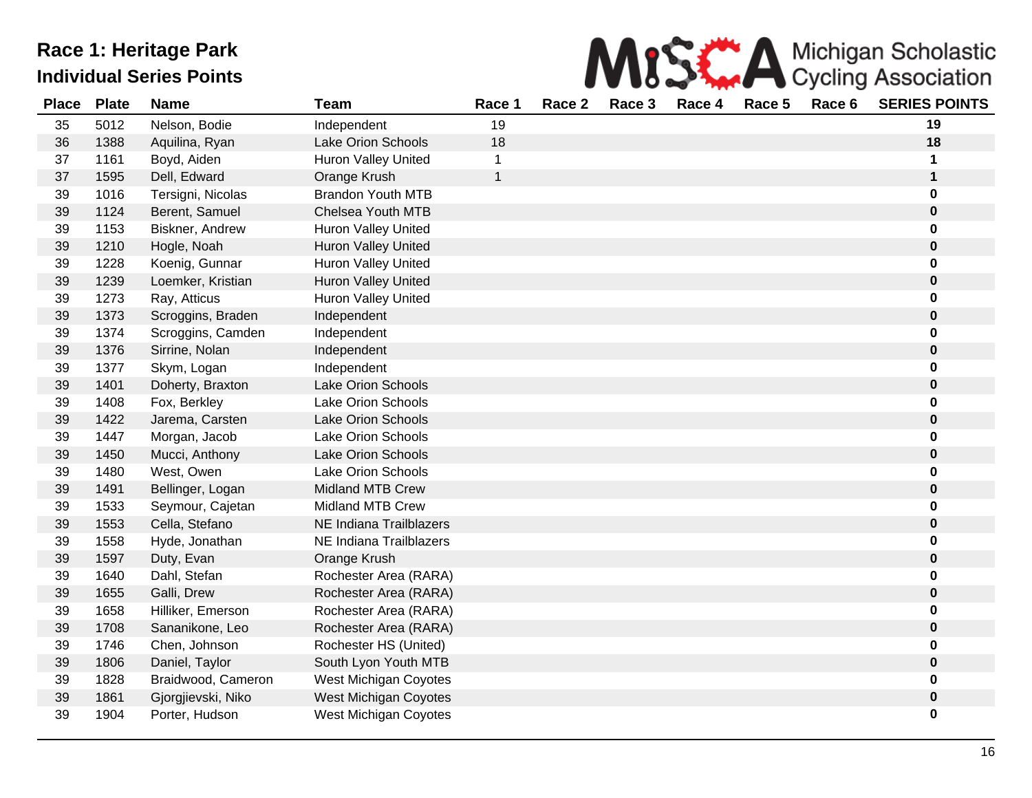# Race 1: Heritage Park
## Individual Series Points

Michigan Scholastic Cycling Association

| Place | Plate | Name | Team | Race 1 | Race 2 | Race 3 | Race 4 | Race 5 | Race 6 | SERIES POINTS |
|---|---|---|---|---|---|---|---|---|---|---|
| 35 | 5012 | Nelson, Bodie | Independent | 19 | | | | | | **19** |
| 36 | 1388 | Aquilina, Ryan | Lake Orion Schools | 18 | | | | | | **18** |
| 37 | 1161 | Boyd, Aiden | Huron Valley United | 1 | | | | | | **1** |
| 37 | 1595 | Dell, Edward | Orange Krush | 1 | | | | | | **1** |
| 39 | 1016 | Tersigni, Nicolas | Brandon Youth MTB | | | | | | | **0** |
| 39 | 1124 | Berent, Samuel | Chelsea Youth MTB | | | | | | | **0** |
| 39 | 1153 | Biskner, Andrew | Huron Valley United | | | | | | | **0** |
| 39 | 1210 | Hogle, Noah | Huron Valley United | | | | | | | **0** |
| 39 | 1228 | Koenig, Gunnar | Huron Valley United | | | | | | | **0** |
| 39 | 1239 | Loemker, Kristian | Huron Valley United | | | | | | | **0** |
| 39 | 1273 | Ray, Atticus | Huron Valley United | | | | | | | **0** |
| 39 | 1373 | Scroggins, Braden | Independent | | | | | | | **0** |
| 39 | 1374 | Scroggins, Camden | Independent | | | | | | | **0** |
| 39 | 1376 | Sirrine, Nolan | Independent | | | | | | | **0** |
| 39 | 1377 | Skym, Logan | Independent | | | | | | | **0** |
| 39 | 1401 | Doherty, Braxton | Lake Orion Schools | | | | | | | **0** |
| 39 | 1408 | Fox, Berkley | Lake Orion Schools | | | | | | | **0** |
| 39 | 1422 | Jarema, Carsten | Lake Orion Schools | | | | | | | **0** |
| 39 | 1447 | Morgan, Jacob | Lake Orion Schools | | | | | | | **0** |
| 39 | 1450 | Mucci, Anthony | Lake Orion Schools | | | | | | | **0** |
| 39 | 1480 | West, Owen | Lake Orion Schools | | | | | | | **0** |
| 39 | 1491 | Bellinger, Logan | Midland MTB Crew | | | | | | | **0** |
| 39 | 1533 | Seymour, Cajetan | Midland MTB Crew | | | | | | | **0** |
| 39 | 1553 | Cella, Stefano | NE Indiana Trailblazers | | | | | | | **0** |
| 39 | 1558 | Hyde, Jonathan | NE Indiana Trailblazers | | | | | | | **0** |
| 39 | 1597 | Duty, Evan | Orange Krush | | | | | | | **0** |
| 39 | 1640 | Dahl, Stefan | Rochester Area (RARA) | | | | | | | **0** |
| 39 | 1655 | Galli, Drew | Rochester Area (RARA) | | | | | | | **0** |
| 39 | 1658 | Hilliker, Emerson | Rochester Area (RARA) | | | | | | | **0** |
| 39 | 1708 | Sananikone, Leo | Rochester Area (RARA) | | | | | | | **0** |
| 39 | 1746 | Chen, Johnson | Rochester HS (United) | | | | | | | **0** |
| 39 | 1806 | Daniel, Taylor | South Lyon Youth MTB | | | | | | | **0** |
| 39 | 1828 | Braidwood, Cameron | West Michigan Coyotes | | | | | | | **0** |
| 39 | 1861 | Gjorgjievski, Niko | West Michigan Coyotes | | | | | | | **0** |
| 39 | 1904 | Porter, Hudson | West Michigan Coyotes | | | | | | | **0** |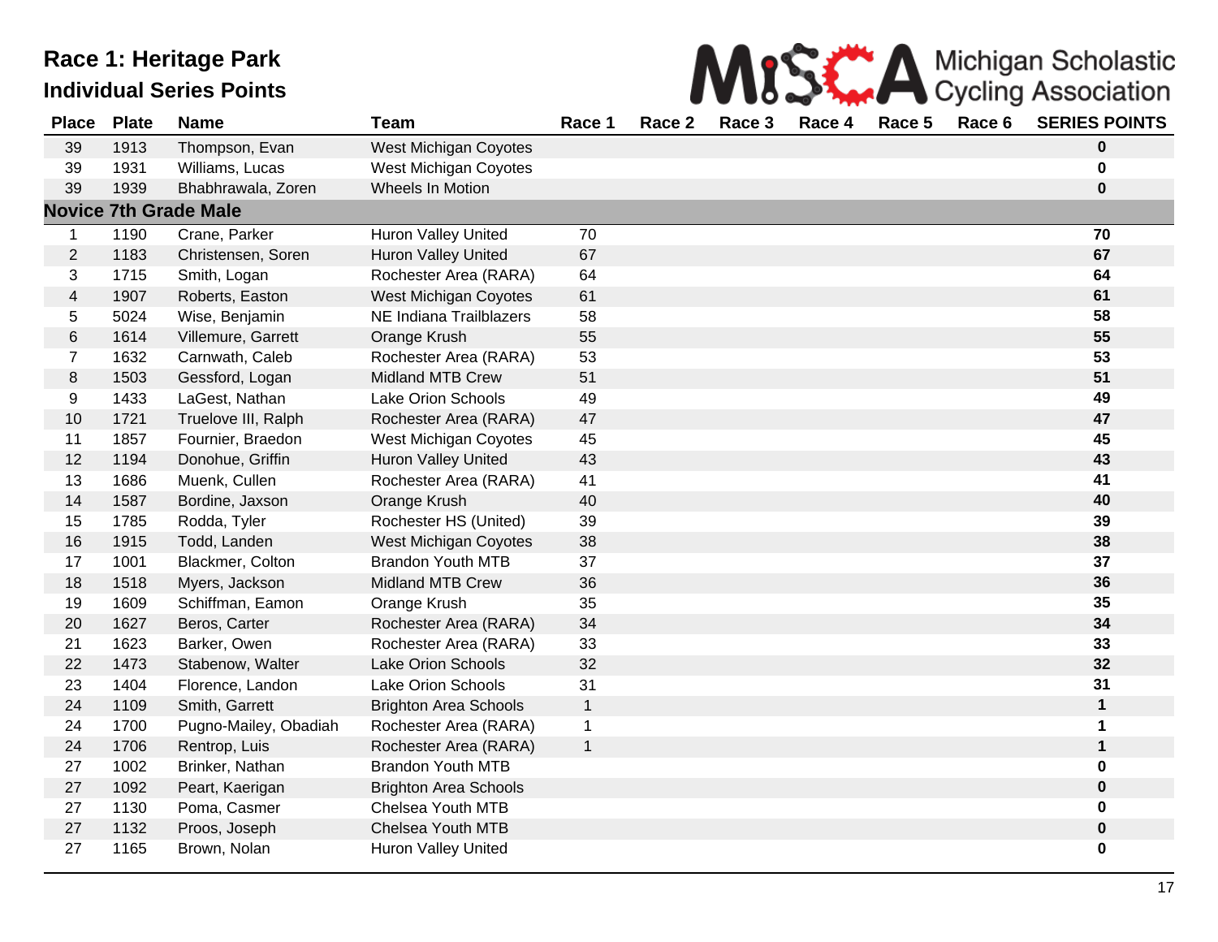# Race 1: Heritage Park

## Individual Series Points

MiSCA Michigan Scholastic Cycling Association

| Place | Plate | Name | Team | Race 1 | Race 2 | Race 3 | Race 4 | Race 5 | Race 6 | SERIES POINTS |
|---|---|---|---|---|---|---|---|---|---|---|
| 39 | 1913 | Thompson, Evan | West Michigan Coyotes | | | | | | | **0** |
| 39 | 1931 | Williams, Lucas | West Michigan Coyotes | | | | | | | **0** |
| 39 | 1939 | Bhabhrawala, Zoren | Wheels In Motion | | | | | | | **0** |
| **Novice 7th Grade Male** | | | | | | | | | | |
| 1 | 1190 | Crane, Parker | Huron Valley United | 70 | | | | | | **70** |
| 2 | 1183 | Christensen, Soren | Huron Valley United | 67 | | | | | | **67** |
| 3 | 1715 | Smith, Logan | Rochester Area (RARA) | 64 | | | | | | **64** |
| 4 | 1907 | Roberts, Easton | West Michigan Coyotes | 61 | | | | | | **61** |
| 5 | 5024 | Wise, Benjamin | NE Indiana Trailblazers | 58 | | | | | | **58** |
| 6 | 1614 | Villemure, Garrett | Orange Krush | 55 | | | | | | **55** |
| 7 | 1632 | Carnwath, Caleb | Rochester Area (RARA) | 53 | | | | | | **53** |
| 8 | 1503 | Gessford, Logan | Midland MTB Crew | 51 | | | | | | **51** |
| 9 | 1433 | LaGest, Nathan | Lake Orion Schools | 49 | | | | | | **49** |
| 10 | 1721 | Truelove III, Ralph | Rochester Area (RARA) | 47 | | | | | | **47** |
| 11 | 1857 | Fournier, Braedon | West Michigan Coyotes | 45 | | | | | | **45** |
| 12 | 1194 | Donohue, Griffin | Huron Valley United | 43 | | | | | | **43** |
| 13 | 1686 | Muenk, Cullen | Rochester Area (RARA) | 41 | | | | | | **41** |
| 14 | 1587 | Bordine, Jaxson | Orange Krush | 40 | | | | | | **40** |
| 15 | 1785 | Rodda, Tyler | Rochester HS (United) | 39 | | | | | | **39** |
| 16 | 1915 | Todd, Landen | West Michigan Coyotes | 38 | | | | | | **38** |
| 17 | 1001 | Blackmer, Colton | Brandon Youth MTB | 37 | | | | | | **37** |
| 18 | 1518 | Myers, Jackson | Midland MTB Crew | 36 | | | | | | **36** |
| 19 | 1609 | Schiffman, Eamon | Orange Krush | 35 | | | | | | **35** |
| 20 | 1627 | Beros, Carter | Rochester Area (RARA) | 34 | | | | | | **34** |
| 21 | 1623 | Barker, Owen | Rochester Area (RARA) | 33 | | | | | | **33** |
| 22 | 1473 | Stabenow, Walter | Lake Orion Schools | 32 | | | | | | **32** |
| 23 | 1404 | Florence, Landon | Lake Orion Schools | 31 | | | | | | **31** |
| 24 | 1109 | Smith, Garrett | Brighton Area Schools | 1 | | | | | | **1** |
| 24 | 1700 | Pugno-Mailey, Obadiah | Rochester Area (RARA) | 1 | | | | | | **1** |
| 24 | 1706 | Rentrop, Luis | Rochester Area (RARA) | 1 | | | | | | **1** |
| 27 | 1002 | Brinker, Nathan | Brandon Youth MTB | | | | | | | **0** |
| 27 | 1092 | Peart, Kaerigan | Brighton Area Schools | | | | | | | **0** |
| 27 | 1130 | Poma, Casmer | Chelsea Youth MTB | | | | | | | **0** |
| 27 | 1132 | Proos, Joseph | Chelsea Youth MTB | | | | | | | **0** |
| 27 | 1165 | Brown, Nolan | Huron Valley United | | | | | | | **0** |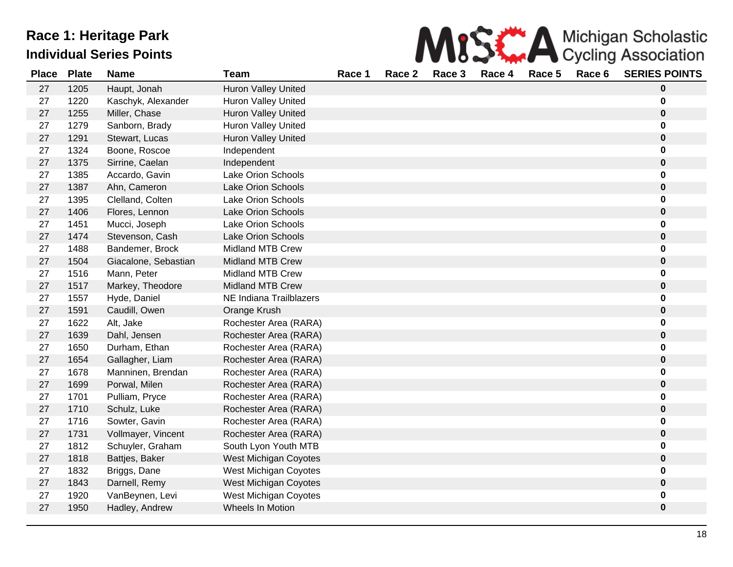# Race 1: Heritage Park

## Individual Series Points

Michigan Scholastic Cycling Association

| Place | Plate | Name | Team | Race 1 | Race 2 | Race 3 | Race 4 | Race 5 | Race 6 | SERIES POINTS |
|---|---|---|---|---|---|---|---|---|---|---|
| 27 | 1205 | Haupt, Jonah | Huron Valley United | | | | | | | **0** |
| 27 | 1220 | Kaschyk, Alexander | Huron Valley United | | | | | | | **0** |
| 27 | 1255 | Miller, Chase | Huron Valley United | | | | | | | **0** |
| 27 | 1279 | Sanborn, Brady | Huron Valley United | | | | | | | **0** |
| 27 | 1291 | Stewart, Lucas | Huron Valley United | | | | | | | **0** |
| 27 | 1324 | Boone, Roscoe | Independent | | | | | | | **0** |
| 27 | 1375 | Sirrine, Caelan | Independent | | | | | | | **0** |
| 27 | 1385 | Accardo, Gavin | Lake Orion Schools | | | | | | | **0** |
| 27 | 1387 | Ahn, Cameron | Lake Orion Schools | | | | | | | **0** |
| 27 | 1395 | Clelland, Colten | Lake Orion Schools | | | | | | | **0** |
| 27 | 1406 | Flores, Lennon | Lake Orion Schools | | | | | | | **0** |
| 27 | 1451 | Mucci, Joseph | Lake Orion Schools | | | | | | | **0** |
| 27 | 1474 | Stevenson, Cash | Lake Orion Schools | | | | | | | **0** |
| 27 | 1488 | Bandemer, Brock | Midland MTB Crew | | | | | | | **0** |
| 27 | 1504 | Giacalone, Sebastian | Midland MTB Crew | | | | | | | **0** |
| 27 | 1516 | Mann, Peter | Midland MTB Crew | | | | | | | **0** |
| 27 | 1517 | Markey, Theodore | Midland MTB Crew | | | | | | | **0** |
| 27 | 1557 | Hyde, Daniel | NE Indiana Trailblazers | | | | | | | **0** |
| 27 | 1591 | Caudill, Owen | Orange Krush | | | | | | | **0** |
| 27 | 1622 | Alt, Jake | Rochester Area (RARA) | | | | | | | **0** |
| 27 | 1639 | Dahl, Jensen | Rochester Area (RARA) | | | | | | | **0** |
| 27 | 1650 | Durham, Ethan | Rochester Area (RARA) | | | | | | | **0** |
| 27 | 1654 | Gallagher, Liam | Rochester Area (RARA) | | | | | | | **0** |
| 27 | 1678 | Manninen, Brendan | Rochester Area (RARA) | | | | | | | **0** |
| 27 | 1699 | Porwal, Milen | Rochester Area (RARA) | | | | | | | **0** |
| 27 | 1701 | Pulliam, Pryce | Rochester Area (RARA) | | | | | | | **0** |
| 27 | 1710 | Schulz, Luke | Rochester Area (RARA) | | | | | | | **0** |
| 27 | 1716 | Sowter, Gavin | Rochester Area (RARA) | | | | | | | **0** |
| 27 | 1731 | Vollmayer, Vincent | Rochester Area (RARA) | | | | | | | **0** |
| 27 | 1812 | Schuyler, Graham | South Lyon Youth MTB | | | | | | | **0** |
| 27 | 1818 | Battjes, Baker | West Michigan Coyotes | | | | | | | **0** |
| 27 | 1832 | Briggs, Dane | West Michigan Coyotes | | | | | | | **0** |
| 27 | 1843 | Darnell, Remy | West Michigan Coyotes | | | | | | | **0** |
| 27 | 1920 | VanBeynen, Levi | West Michigan Coyotes | | | | | | | **0** |
| 27 | 1950 | Hadley, Andrew | Wheels In Motion | | | | | | | **0** |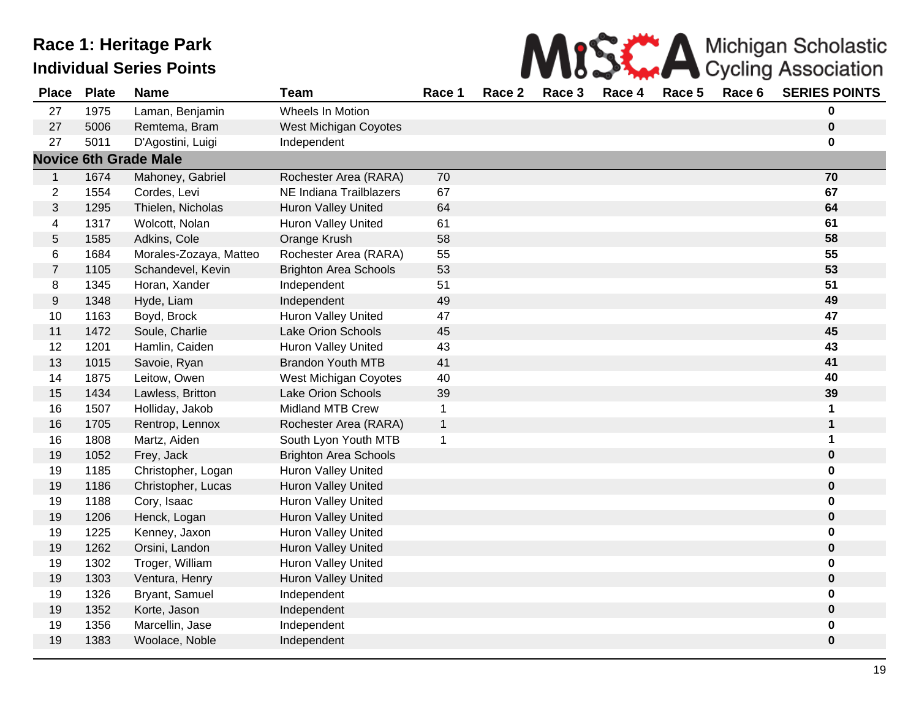# Race 1: Heritage Park

## Individual Series Points

| Place | Plate | Name | Team | Race 1 | Race 2 | Race 3 | Race 4 | Race 5 | Race 6 | SERIES POINTS |
|---|---|---|---|---|---|---|---|---|---|---|
| 27 | 1975 | Laman, Benjamin | Wheels In Motion | | | | | | | **0** |
| 27 | 5006 | Remtema, Bram | West Michigan Coyotes | | | | | | | **0** |
| 27 | 5011 | D'Agostini, Luigi | Independent | | | | | | | **0** |
| **Novice 6th Grade Male** | | | | | | | | | | |
| 1 | 1674 | Mahoney, Gabriel | Rochester Area (RARA) | 70 | | | | | | **70** |
| 2 | 1554 | Cordes, Levi | NE Indiana Trailblazers | 67 | | | | | | **67** |
| 3 | 1295 | Thielen, Nicholas | Huron Valley United | 64 | | | | | | **64** |
| 4 | 1317 | Wolcott, Nolan | Huron Valley United | 61 | | | | | | **61** |
| 5 | 1585 | Adkins, Cole | Orange Krush | 58 | | | | | | **58** |
| 6 | 1684 | Morales-Zozaya, Matteo | Rochester Area (RARA) | 55 | | | | | | **55** |
| 7 | 1105 | Schandevel, Kevin | Brighton Area Schools | 53 | | | | | | **53** |
| 8 | 1345 | Horan, Xander | Independent | 51 | | | | | | **51** |
| 9 | 1348 | Hyde, Liam | Independent | 49 | | | | | | **49** |
| 10 | 1163 | Boyd, Brock | Huron Valley United | 47 | | | | | | **47** |
| 11 | 1472 | Soule, Charlie | Lake Orion Schools | 45 | | | | | | **45** |
| 12 | 1201 | Hamlin, Caiden | Huron Valley United | 43 | | | | | | **43** |
| 13 | 1015 | Savoie, Ryan | Brandon Youth MTB | 41 | | | | | | **41** |
| 14 | 1875 | Leitow, Owen | West Michigan Coyotes | 40 | | | | | | **40** |
| 15 | 1434 | Lawless, Britton | Lake Orion Schools | 39 | | | | | | **39** |
| 16 | 1507 | Holliday, Jakob | Midland MTB Crew | 1 | | | | | | **1** |
| 16 | 1705 | Rentrop, Lennox | Rochester Area (RARA) | 1 | | | | | | **1** |
| 16 | 1808 | Martz, Aiden | South Lyon Youth MTB | 1 | | | | | | **1** |
| 19 | 1052 | Frey, Jack | Brighton Area Schools | | | | | | | **0** |
| 19 | 1185 | Christopher, Logan | Huron Valley United | | | | | | | **0** |
| 19 | 1186 | Christopher, Lucas | Huron Valley United | | | | | | | **0** |
| 19 | 1188 | Cory, Isaac | Huron Valley United | | | | | | | **0** |
| 19 | 1206 | Henck, Logan | Huron Valley United | | | | | | | **0** |
| 19 | 1225 | Kenney, Jaxon | Huron Valley United | | | | | | | **0** |
| 19 | 1262 | Orsini, Landon | Huron Valley United | | | | | | | **0** |
| 19 | 1302 | Troger, William | Huron Valley United | | | | | | | **0** |
| 19 | 1303 | Ventura, Henry | Huron Valley United | | | | | | | **0** |
| 19 | 1326 | Bryant, Samuel | Independent | | | | | | | **0** |
| 19 | 1352 | Korte, Jason | Independent | | | | | | | **0** |
| 19 | 1356 | Marcellin, Jase | Independent | | | | | | | **0** |
| 19 | 1383 | Woolace, Noble | Independent | | | | | | | **0** |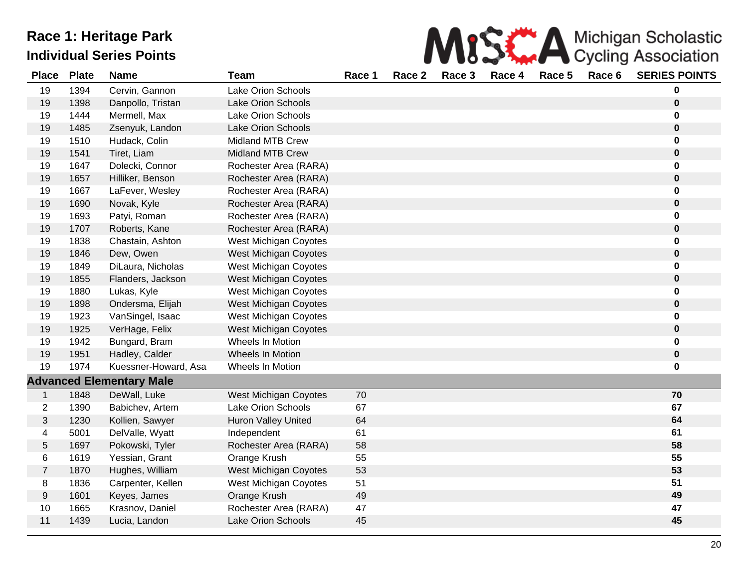# Race 1: Heritage Park
## Individual Series Points

Michigan Scholastic Cycling Association

| Place | Plate | Name | Team | Race 1 | Race 2 | Race 3 | Race 4 | Race 5 | Race 6 | SERIES POINTS |
|---|---|---|---|---|---|---|---|---|---|---|
| 19 | 1394 | Cervin, Gannon | Lake Orion Schools | | | | | | | **0** |
| 19 | 1398 | Danpollo, Tristan | Lake Orion Schools | | | | | | | **0** |
| 19 | 1444 | Mermell, Max | Lake Orion Schools | | | | | | | **0** |
| 19 | 1485 | Zsenyuk, Landon | Lake Orion Schools | | | | | | | **0** |
| 19 | 1510 | Hudack, Colin | Midland MTB Crew | | | | | | | **0** |
| 19 | 1541 | Tiret, Liam | Midland MTB Crew | | | | | | | **0** |
| 19 | 1647 | Dolecki, Connor | Rochester Area (RARA) | | | | | | | **0** |
| 19 | 1657 | Hilliker, Benson | Rochester Area (RARA) | | | | | | | **0** |
| 19 | 1667 | LaFever, Wesley | Rochester Area (RARA) | | | | | | | **0** |
| 19 | 1690 | Novak, Kyle | Rochester Area (RARA) | | | | | | | **0** |
| 19 | 1693 | Patyi, Roman | Rochester Area (RARA) | | | | | | | **0** |
| 19 | 1707 | Roberts, Kane | Rochester Area (RARA) | | | | | | | **0** |
| 19 | 1838 | Chastain, Ashton | West Michigan Coyotes | | | | | | | **0** |
| 19 | 1846 | Dew, Owen | West Michigan Coyotes | | | | | | | **0** |
| 19 | 1849 | DiLaura, Nicholas | West Michigan Coyotes | | | | | | | **0** |
| 19 | 1855 | Flanders, Jackson | West Michigan Coyotes | | | | | | | **0** |
| 19 | 1880 | Lukas, Kyle | West Michigan Coyotes | | | | | | | **0** |
| 19 | 1898 | Ondersma, Elijah | West Michigan Coyotes | | | | | | | **0** |
| 19 | 1923 | VanSingel, Isaac | West Michigan Coyotes | | | | | | | **0** |
| 19 | 1925 | VerHage, Felix | West Michigan Coyotes | | | | | | | **0** |
| 19 | 1942 | Bungard, Bram | Wheels In Motion | | | | | | | **0** |
| 19 | 1951 | Hadley, Calder | Wheels In Motion | | | | | | | **0** |
| 19 | 1974 | Kuessner-Howard, Asa | Wheels In Motion | | | | | | | **0** |
| **Advanced Elementary Male** | | | | | | | | | | |
| 1 | 1848 | DeWall, Luke | West Michigan Coyotes | 70 | | | | | | **70** |
| 2 | 1390 | Babichev, Artem | Lake Orion Schools | 67 | | | | | | **67** |
| 3 | 1230 | Kollien, Sawyer | Huron Valley United | 64 | | | | | | **64** |
| 4 | 5001 | DelValle, Wyatt | Independent | 61 | | | | | | **61** |
| 5 | 1697 | Pokowski, Tyler | Rochester Area (RARA) | 58 | | | | | | **58** |
| 6 | 1619 | Yessian, Grant | Orange Krush | 55 | | | | | | **55** |
| 7 | 1870 | Hughes, William | West Michigan Coyotes | 53 | | | | | | **53** |
| 8 | 1836 | Carpenter, Kellen | West Michigan Coyotes | 51 | | | | | | **51** |
| 9 | 1601 | Keyes, James | Orange Krush | 49 | | | | | | **49** |
| 10 | 1665 | Krasnov, Daniel | Rochester Area (RARA) | 47 | | | | | | **47** |
| 11 | 1439 | Lucia, Landon | Lake Orion Schools | 45 | | | | | | **45** |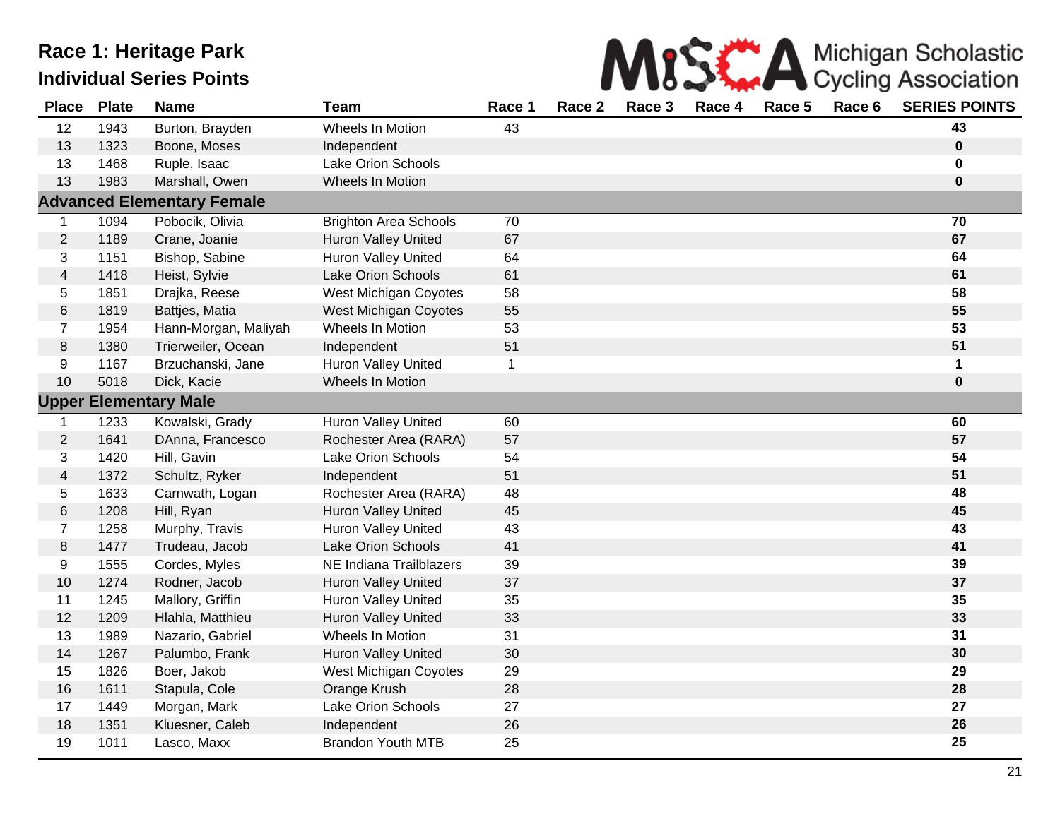# Race 1: Heritage Park

## Individual Series Points

Michigan Scholastic Cycling Association

| Place | Plate | Name | Team | Race 1 | Race 2 | Race 3 | Race 4 | Race 5 | Race 6 | SERIES POINTS |
|---|---|---|---|---|---|---|---|---|---|---|
| 12 | 1943 | Burton, Brayden | Wheels In Motion | 43 | | | | | | **43** |
| 13 | 1323 | Boone, Moses | Independent | | | | | | | **0** |
| 13 | 1468 | Ruple, Isaac | Lake Orion Schools | | | | | | | **0** |
| 13 | 1983 | Marshall, Owen | Wheels In Motion | | | | | | | **0** |
| **Advanced Elementary Female** | | | | | | | | | | |
| 1 | 1094 | Pobocik, Olivia | Brighton Area Schools | 70 | | | | | | **70** |
| 2 | 1189 | Crane, Joanie | Huron Valley United | 67 | | | | | | **67** |
| 3 | 1151 | Bishop, Sabine | Huron Valley United | 64 | | | | | | **64** |
| 4 | 1418 | Heist, Sylvie | Lake Orion Schools | 61 | | | | | | **61** |
| 5 | 1851 | Drajka, Reese | West Michigan Coyotes | 58 | | | | | | **58** |
| 6 | 1819 | Battjes, Matia | West Michigan Coyotes | 55 | | | | | | **55** |
| 7 | 1954 | Hann-Morgan, Maliyah | Wheels In Motion | 53 | | | | | | **53** |
| 8 | 1380 | Trierweiler, Ocean | Independent | 51 | | | | | | **51** |
| 9 | 1167 | Brzuchanski, Jane | Huron Valley United | 1 | | | | | | **1** |
| 10 | 5018 | Dick, Kacie | Wheels In Motion | | | | | | | **0** |
| **Upper Elementary Male** | | | | | | | | | | |
| 1 | 1233 | Kowalski, Grady | Huron Valley United | 60 | | | | | | **60** |
| 2 | 1641 | DAnna, Francesco | Rochester Area (RARA) | 57 | | | | | | **57** |
| 3 | 1420 | Hill, Gavin | Lake Orion Schools | 54 | | | | | | **54** |
| 4 | 1372 | Schultz, Ryker | Independent | 51 | | | | | | **51** |
| 5 | 1633 | Carnwath, Logan | Rochester Area (RARA) | 48 | | | | | | **48** |
| 6 | 1208 | Hill, Ryan | Huron Valley United | 45 | | | | | | **45** |
| 7 | 1258 | Murphy, Travis | Huron Valley United | 43 | | | | | | **43** |
| 8 | 1477 | Trudeau, Jacob | Lake Orion Schools | 41 | | | | | | **41** |
| 9 | 1555 | Cordes, Myles | NE Indiana Trailblazers | 39 | | | | | | **39** |
| 10 | 1274 | Rodner, Jacob | Huron Valley United | 37 | | | | | | **37** |
| 11 | 1245 | Mallory, Griffin | Huron Valley United | 35 | | | | | | **35** |
| 12 | 1209 | Hlahla, Matthieu | Huron Valley United | 33 | | | | | | **33** |
| 13 | 1989 | Nazario, Gabriel | Wheels In Motion | 31 | | | | | | **31** |
| 14 | 1267 | Palumbo, Frank | Huron Valley United | 30 | | | | | | **30** |
| 15 | 1826 | Boer, Jakob | West Michigan Coyotes | 29 | | | | | | **29** |
| 16 | 1611 | Stapula, Cole | Orange Krush | 28 | | | | | | **28** |
| 17 | 1449 | Morgan, Mark | Lake Orion Schools | 27 | | | | | | **27** |
| 18 | 1351 | Kluesner, Caleb | Independent | 26 | | | | | | **26** |
| 19 | 1011 | Lasco, Maxx | Brandon Youth MTB | 25 | | | | | | **25** |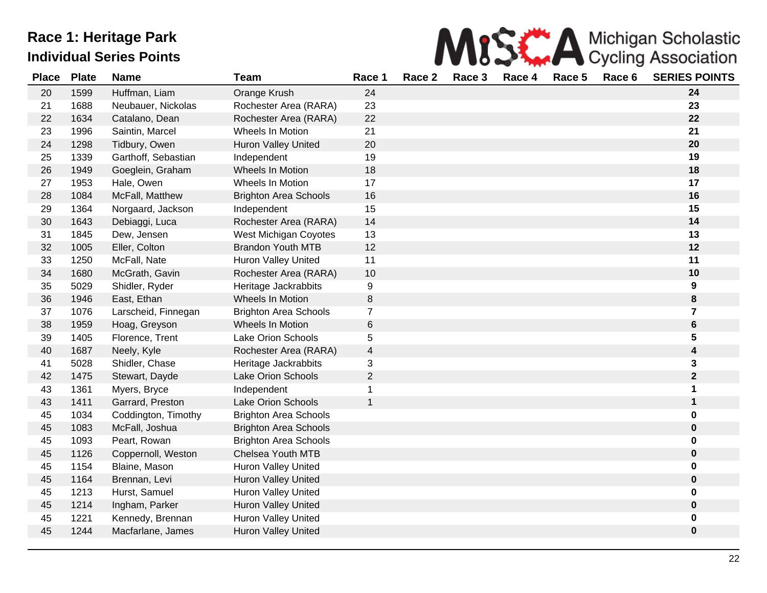# Race 1: Heritage Park

## Individual Series Points

Michigan Scholastic Cycling Association

| Place | Plate | Name | Team | Race 1 | Race 2 | Race 3 | Race 4 | Race 5 | Race 6 | SERIES POINTS |
|---|---|---|---|---|---|---|---|---|---|---|
| 20 | 1599 | Huffman, Liam | Orange Krush | 24 | | | | | | **24** |
| 21 | 1688 | Neubauer, Nickolas | Rochester Area (RARA) | 23 | | | | | | **23** |
| 22 | 1634 | Catalano, Dean | Rochester Area (RARA) | 22 | | | | | | **22** |
| 23 | 1996 | Saintin, Marcel | Wheels In Motion | 21 | | | | | | **21** |
| 24 | 1298 | Tidbury, Owen | Huron Valley United | 20 | | | | | | **20** |
| 25 | 1339 | Garthoff, Sebastian | Independent | 19 | | | | | | **19** |
| 26 | 1949 | Goeglein, Graham | Wheels In Motion | 18 | | | | | | **18** |
| 27 | 1953 | Hale, Owen | Wheels In Motion | 17 | | | | | | **17** |
| 28 | 1084 | McFall, Matthew | Brighton Area Schools | 16 | | | | | | **16** |
| 29 | 1364 | Norgaard, Jackson | Independent | 15 | | | | | | **15** |
| 30 | 1643 | Debiaggi, Luca | Rochester Area (RARA) | 14 | | | | | | **14** |
| 31 | 1845 | Dew, Jensen | West Michigan Coyotes | 13 | | | | | | **13** |
| 32 | 1005 | Eller, Colton | Brandon Youth MTB | 12 | | | | | | **12** |
| 33 | 1250 | McFall, Nate | Huron Valley United | 11 | | | | | | **11** |
| 34 | 1680 | McGrath, Gavin | Rochester Area (RARA) | 10 | | | | | | **10** |
| 35 | 5029 | Shidler, Ryder | Heritage Jackrabbits | 9 | | | | | | **9** |
| 36 | 1946 | East, Ethan | Wheels In Motion | 8 | | | | | | **8** |
| 37 | 1076 | Larscheid, Finnegan | Brighton Area Schools | 7 | | | | | | **7** |
| 38 | 1959 | Hoag, Greyson | Wheels In Motion | 6 | | | | | | **6** |
| 39 | 1405 | Florence, Trent | Lake Orion Schools | 5 | | | | | | **5** |
| 40 | 1687 | Neely, Kyle | Rochester Area (RARA) | 4 | | | | | | **4** |
| 41 | 5028 | Shidler, Chase | Heritage Jackrabbits | 3 | | | | | | **3** |
| 42 | 1475 | Stewart, Dayde | Lake Orion Schools | 2 | | | | | | **2** |
| 43 | 1361 | Myers, Bryce | Independent | 1 | | | | | | **1** |
| 43 | 1411 | Garrard, Preston | Lake Orion Schools | 1 | | | | | | **1** |
| 45 | 1034 | Coddington, Timothy | Brighton Area Schools | | | | | | | **0** |
| 45 | 1083 | McFall, Joshua | Brighton Area Schools | | | | | | | **0** |
| 45 | 1093 | Peart, Rowan | Brighton Area Schools | | | | | | | **0** |
| 45 | 1126 | Coppernoll, Weston | Chelsea Youth MTB | | | | | | | **0** |
| 45 | 1154 | Blaine, Mason | Huron Valley United | | | | | | | **0** |
| 45 | 1164 | Brennan, Levi | Huron Valley United | | | | | | | **0** |
| 45 | 1213 | Hurst, Samuel | Huron Valley United | | | | | | | **0** |
| 45 | 1214 | Ingham, Parker | Huron Valley United | | | | | | | **0** |
| 45 | 1221 | Kennedy, Brennan | Huron Valley United | | | | | | | **0** |
| 45 | 1244 | Macfarlane, James | Huron Valley United | | | | | | | **0** |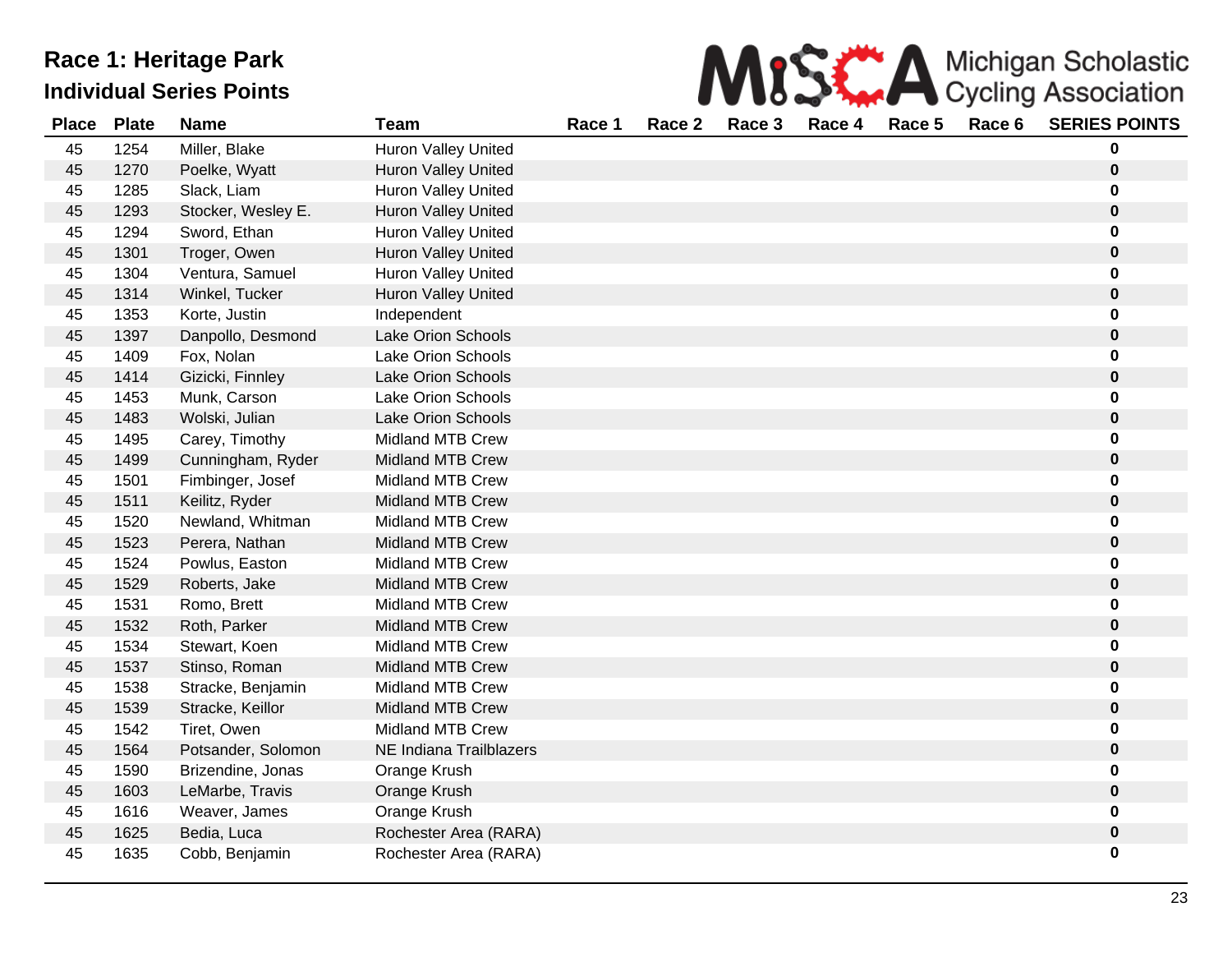# Race 1: Heritage Park

## Individual Series Points

| Place | Plate | Name | Team | Race 1 | Race 2 | Race 3 | Race 4 | Race 5 | Race 6 | SERIES POINTS |
|---|---|---|---|---|---|---|---|---|---|---|
| 45 | 1254 | Miller, Blake | Huron Valley United | | | | | | | **0** |
| 45 | 1270 | Poelke, Wyatt | Huron Valley United | | | | | | | **0** |
| 45 | 1285 | Slack, Liam | Huron Valley United | | | | | | | **0** |
| 45 | 1293 | Stocker, Wesley E. | Huron Valley United | | | | | | | **0** |
| 45 | 1294 | Sword, Ethan | Huron Valley United | | | | | | | **0** |
| 45 | 1301 | Troger, Owen | Huron Valley United | | | | | | | **0** |
| 45 | 1304 | Ventura, Samuel | Huron Valley United | | | | | | | **0** |
| 45 | 1314 | Winkel, Tucker | Huron Valley United | | | | | | | **0** |
| 45 | 1353 | Korte, Justin | Independent | | | | | | | **0** |
| 45 | 1397 | Danpollo, Desmond | Lake Orion Schools | | | | | | | **0** |
| 45 | 1409 | Fox, Nolan | Lake Orion Schools | | | | | | | **0** |
| 45 | 1414 | Gizicki, Finnley | Lake Orion Schools | | | | | | | **0** |
| 45 | 1453 | Munk, Carson | Lake Orion Schools | | | | | | | **0** |
| 45 | 1483 | Wolski, Julian | Lake Orion Schools | | | | | | | **0** |
| 45 | 1495 | Carey, Timothy | Midland MTB Crew | | | | | | | **0** |
| 45 | 1499 | Cunningham, Ryder | Midland MTB Crew | | | | | | | **0** |
| 45 | 1501 | Fimbinger, Josef | Midland MTB Crew | | | | | | | **0** |
| 45 | 1511 | Keilitz, Ryder | Midland MTB Crew | | | | | | | **0** |
| 45 | 1520 | Newland, Whitman | Midland MTB Crew | | | | | | | **0** |
| 45 | 1523 | Perera, Nathan | Midland MTB Crew | | | | | | | **0** |
| 45 | 1524 | Powlus, Easton | Midland MTB Crew | | | | | | | **0** |
| 45 | 1529 | Roberts, Jake | Midland MTB Crew | | | | | | | **0** |
| 45 | 1531 | Romo, Brett | Midland MTB Crew | | | | | | | **0** |
| 45 | 1532 | Roth, Parker | Midland MTB Crew | | | | | | | **0** |
| 45 | 1534 | Stewart, Koen | Midland MTB Crew | | | | | | | **0** |
| 45 | 1537 | Stinso, Roman | Midland MTB Crew | | | | | | | **0** |
| 45 | 1538 | Stracke, Benjamin | Midland MTB Crew | | | | | | | **0** |
| 45 | 1539 | Stracke, Keillor | Midland MTB Crew | | | | | | | **0** |
| 45 | 1542 | Tiret, Owen | Midland MTB Crew | | | | | | | **0** |
| 45 | 1564 | Potsander, Solomon | NE Indiana Trailblazers | | | | | | | **0** |
| 45 | 1590 | Brizendine, Jonas | Orange Krush | | | | | | | **0** |
| 45 | 1603 | LeMarbe, Travis | Orange Krush | | | | | | | **0** |
| 45 | 1616 | Weaver, James | Orange Krush | | | | | | | **0** |
| 45 | 1625 | Bedia, Luca | Rochester Area (RARA) | | | | | | | **0** |
| 45 | 1635 | Cobb, Benjamin | Rochester Area (RARA) | | | | | | | **0** |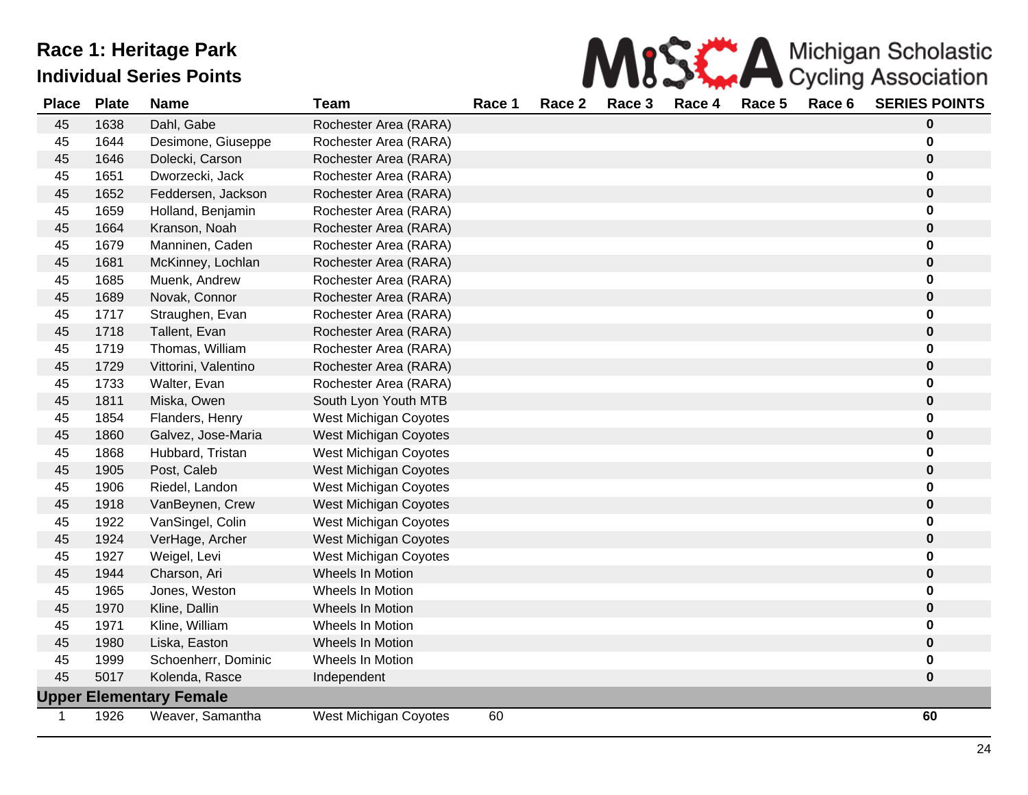# Race 1: Heritage Park

## Individual Series Points

Michigan Scholastic Cycling Association

| Place | Plate | Name | Team | Race 1 | Race 2 | Race 3 | Race 4 | Race 5 | Race 6 | SERIES POINTS |
|---|---|---|---|---|---|---|---|---|---|---|
| 45 | 1638 | Dahl, Gabe | Rochester Area (RARA) | | | | | | | **0** |
| 45 | 1644 | Desimone, Giuseppe | Rochester Area (RARA) | | | | | | | **0** |
| 45 | 1646 | Dolecki, Carson | Rochester Area (RARA) | | | | | | | **0** |
| 45 | 1651 | Dworzecki, Jack | Rochester Area (RARA) | | | | | | | **0** |
| 45 | 1652 | Feddersen, Jackson | Rochester Area (RARA) | | | | | | | **0** |
| 45 | 1659 | Holland, Benjamin | Rochester Area (RARA) | | | | | | | **0** |
| 45 | 1664 | Kranson, Noah | Rochester Area (RARA) | | | | | | | **0** |
| 45 | 1679 | Manninen, Caden | Rochester Area (RARA) | | | | | | | **0** |
| 45 | 1681 | McKinney, Lochlan | Rochester Area (RARA) | | | | | | | **0** |
| 45 | 1685 | Muenk, Andrew | Rochester Area (RARA) | | | | | | | **0** |
| 45 | 1689 | Novak, Connor | Rochester Area (RARA) | | | | | | | **0** |
| 45 | 1717 | Straughen, Evan | Rochester Area (RARA) | | | | | | | **0** |
| 45 | 1718 | Tallent, Evan | Rochester Area (RARA) | | | | | | | **0** |
| 45 | 1719 | Thomas, William | Rochester Area (RARA) | | | | | | | **0** |
| 45 | 1729 | Vittorini, Valentino | Rochester Area (RARA) | | | | | | | **0** |
| 45 | 1733 | Walter, Evan | Rochester Area (RARA) | | | | | | | **0** |
| 45 | 1811 | Miska, Owen | South Lyon Youth MTB | | | | | | | **0** |
| 45 | 1854 | Flanders, Henry | West Michigan Coyotes | | | | | | | **0** |
| 45 | 1860 | Galvez, Jose-Maria | West Michigan Coyotes | | | | | | | **0** |
| 45 | 1868 | Hubbard, Tristan | West Michigan Coyotes | | | | | | | **0** |
| 45 | 1905 | Post, Caleb | West Michigan Coyotes | | | | | | | **0** |
| 45 | 1906 | Riedel, Landon | West Michigan Coyotes | | | | | | | **0** |
| 45 | 1918 | VanBeynen, Crew | West Michigan Coyotes | | | | | | | **0** |
| 45 | 1922 | VanSingel, Colin | West Michigan Coyotes | | | | | | | **0** |
| 45 | 1924 | VerHage, Archer | West Michigan Coyotes | | | | | | | **0** |
| 45 | 1927 | Weigel, Levi | West Michigan Coyotes | | | | | | | **0** |
| 45 | 1944 | Charson, Ari | Wheels In Motion | | | | | | | **0** |
| 45 | 1965 | Jones, Weston | Wheels In Motion | | | | | | | **0** |
| 45 | 1970 | Kline, Dallin | Wheels In Motion | | | | | | | **0** |
| 45 | 1971 | Kline, William | Wheels In Motion | | | | | | | **0** |
| 45 | 1980 | Liska, Easton | Wheels In Motion | | | | | | | **0** |
| 45 | 1999 | Schoenherr, Dominic | Wheels In Motion | | | | | | | **0** |
| 45 | 5017 | Kolenda, Rasce | Independent | | | | | | | **0** |
| **Upper Elementary Female** | | | | | | | | | | |
| 1 | 1926 | Weaver, Samantha | West Michigan Coyotes | 60 | | | | | | **60** |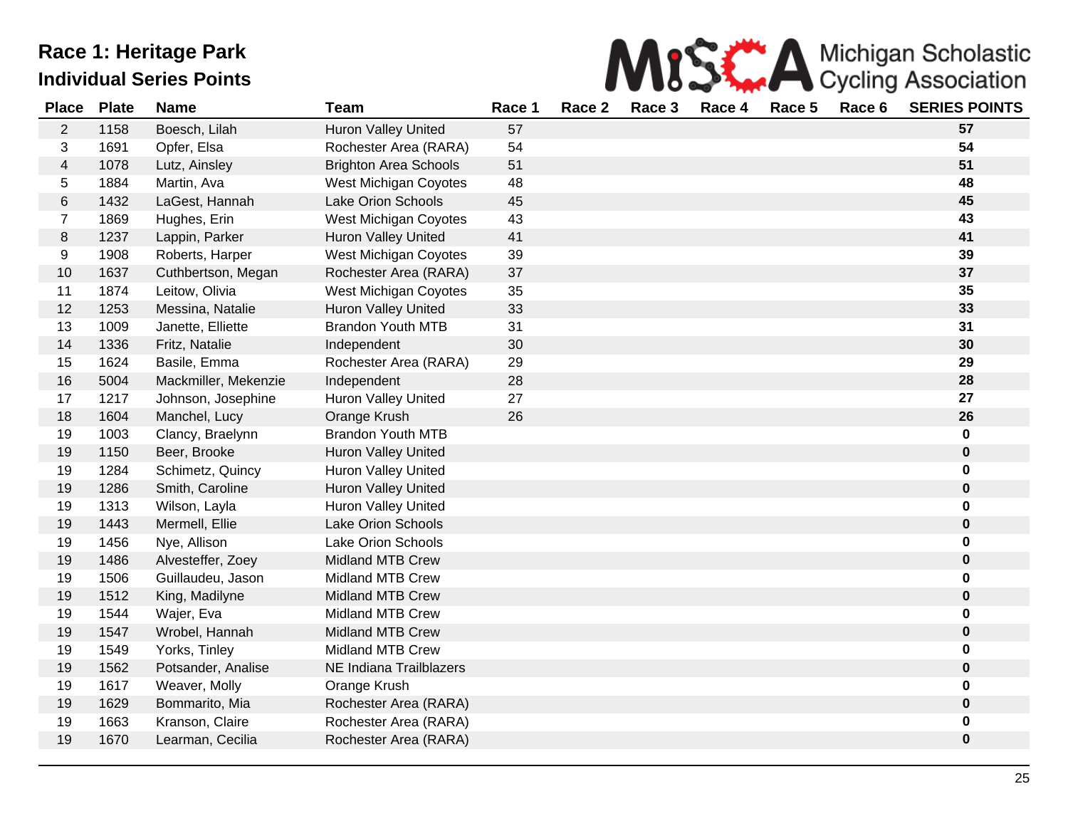# Race 1: Heritage Park

## Individual Series Points

Michigan Scholastic Cycling Association

| Place | Plate | Name | Team | Race 1 | Race 2 | Race 3 | Race 4 | Race 5 | Race 6 | SERIES POINTS |
|---|---|---|---|---|---|---|---|---|---|---|
| 2 | 1158 | Boesch, Lilah | Huron Valley United | 57 | | | | | | **57** |
| 3 | 1691 | Opfer, Elsa | Rochester Area (RARA) | 54 | | | | | | **54** |
| 4 | 1078 | Lutz, Ainsley | Brighton Area Schools | 51 | | | | | | **51** |
| 5 | 1884 | Martin, Ava | West Michigan Coyotes | 48 | | | | | | **48** |
| 6 | 1432 | LaGest, Hannah | Lake Orion Schools | 45 | | | | | | **45** |
| 7 | 1869 | Hughes, Erin | West Michigan Coyotes | 43 | | | | | | **43** |
| 8 | 1237 | Lappin, Parker | Huron Valley United | 41 | | | | | | **41** |
| 9 | 1908 | Roberts, Harper | West Michigan Coyotes | 39 | | | | | | **39** |
| 10 | 1637 | Cuthbertson, Megan | Rochester Area (RARA) | 37 | | | | | | **37** |
| 11 | 1874 | Leitow, Olivia | West Michigan Coyotes | 35 | | | | | | **35** |
| 12 | 1253 | Messina, Natalie | Huron Valley United | 33 | | | | | | **33** |
| 13 | 1009 | Janette, Elliette | Brandon Youth MTB | 31 | | | | | | **31** |
| 14 | 1336 | Fritz, Natalie | Independent | 30 | | | | | | **30** |
| 15 | 1624 | Basile, Emma | Rochester Area (RARA) | 29 | | | | | | **29** |
| 16 | 5004 | Mackmiller, Mekenzie | Independent | 28 | | | | | | **28** |
| 17 | 1217 | Johnson, Josephine | Huron Valley United | 27 | | | | | | **27** |
| 18 | 1604 | Manchel, Lucy | Orange Krush | 26 | | | | | | **26** |
| 19 | 1003 | Clancy, Braelynn | Brandon Youth MTB | | | | | | | **0** |
| 19 | 1150 | Beer, Brooke | Huron Valley United | | | | | | | **0** |
| 19 | 1284 | Schimetz, Quincy | Huron Valley United | | | | | | | **0** |
| 19 | 1286 | Smith, Caroline | Huron Valley United | | | | | | | **0** |
| 19 | 1313 | Wilson, Layla | Huron Valley United | | | | | | | **0** |
| 19 | 1443 | Mermell, Ellie | Lake Orion Schools | | | | | | | **0** |
| 19 | 1456 | Nye, Allison | Lake Orion Schools | | | | | | | **0** |
| 19 | 1486 | Alvesteffer, Zoey | Midland MTB Crew | | | | | | | **0** |
| 19 | 1506 | Guillaudeu, Jason | Midland MTB Crew | | | | | | | **0** |
| 19 | 1512 | King, Madilyne | Midland MTB Crew | | | | | | | **0** |
| 19 | 1544 | Wajer, Eva | Midland MTB Crew | | | | | | | **0** |
| 19 | 1547 | Wrobel, Hannah | Midland MTB Crew | | | | | | | **0** |
| 19 | 1549 | Yorks, Tinley | Midland MTB Crew | | | | | | | **0** |
| 19 | 1562 | Potsander, Analise | NE Indiana Trailblazers | | | | | | | **0** |
| 19 | 1617 | Weaver, Molly | Orange Krush | | | | | | | **0** |
| 19 | 1629 | Bommarito, Mia | Rochester Area (RARA) | | | | | | | **0** |
| 19 | 1663 | Kranson, Claire | Rochester Area (RARA) | | | | | | | **0** |
| 19 | 1670 | Learman, Cecilia | Rochester Area (RARA) | | | | | | | **0** |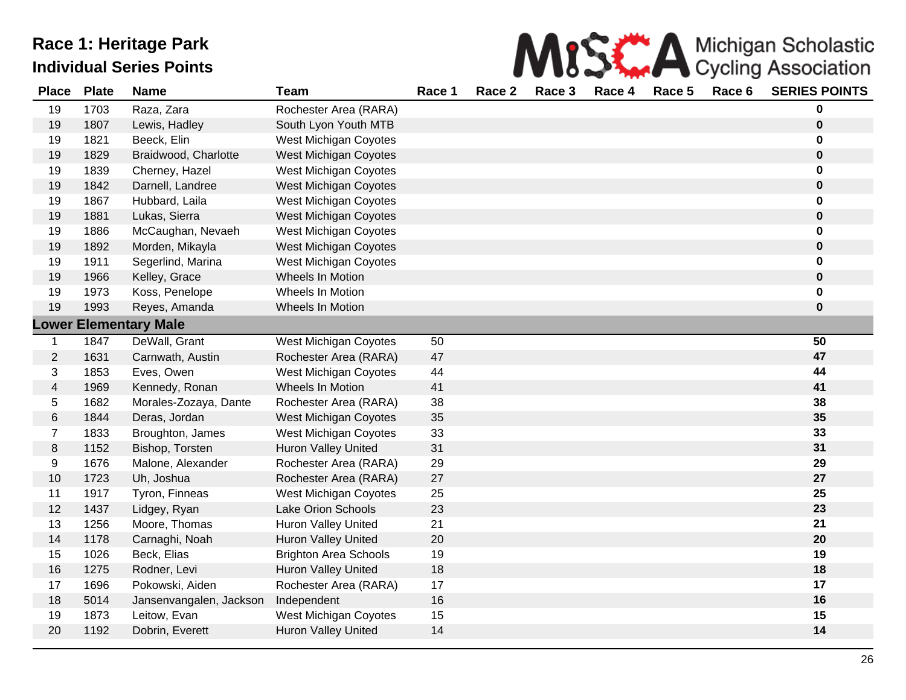# Race 1: Heritage Park

## Individual Series Points

| Place | Plate | Name | Team | Race 1 | Race 2 | Race 3 | Race 4 | Race 5 | Race 6 | SERIES POINTS |
|---|---|---|---|---|---|---|---|---|---|---|
| 19 | 1703 | Raza, Zara | Rochester Area (RARA) | | | | | | | **0** |
| 19 | 1807 | Lewis, Hadley | South Lyon Youth MTB | | | | | | | **0** |
| 19 | 1821 | Beeck, Elin | West Michigan Coyotes | | | | | | | **0** |
| 19 | 1829 | Braidwood, Charlotte | West Michigan Coyotes | | | | | | | **0** |
| 19 | 1839 | Cherney, Hazel | West Michigan Coyotes | | | | | | | **0** |
| 19 | 1842 | Darnell, Landree | West Michigan Coyotes | | | | | | | **0** |
| 19 | 1867 | Hubbard, Laila | West Michigan Coyotes | | | | | | | **0** |
| 19 | 1881 | Lukas, Sierra | West Michigan Coyotes | | | | | | | **0** |
| 19 | 1886 | McCaughan, Nevaeh | West Michigan Coyotes | | | | | | | **0** |
| 19 | 1892 | Morden, Mikayla | West Michigan Coyotes | | | | | | | **0** |
| 19 | 1911 | Segerlind, Marina | West Michigan Coyotes | | | | | | | **0** |
| 19 | 1966 | Kelley, Grace | Wheels In Motion | | | | | | | **0** |
| 19 | 1973 | Koss, Penelope | Wheels In Motion | | | | | | | **0** |
| 19 | 1993 | Reyes, Amanda | Wheels In Motion | | | | | | | **0** |
| **Lower Elementary Male** | | | | | | | | | | |
| 1 | 1847 | DeWall, Grant | West Michigan Coyotes | 50 | | | | | | **50** |
| 2 | 1631 | Carnwath, Austin | Rochester Area (RARA) | 47 | | | | | | **47** |
| 3 | 1853 | Eves, Owen | West Michigan Coyotes | 44 | | | | | | **44** |
| 4 | 1969 | Kennedy, Ronan | Wheels In Motion | 41 | | | | | | **41** |
| 5 | 1682 | Morales-Zozaya, Dante | Rochester Area (RARA) | 38 | | | | | | **38** |
| 6 | 1844 | Deras, Jordan | West Michigan Coyotes | 35 | | | | | | **35** |
| 7 | 1833 | Broughton, James | West Michigan Coyotes | 33 | | | | | | **33** |
| 8 | 1152 | Bishop, Torsten | Huron Valley United | 31 | | | | | | **31** |
| 9 | 1676 | Malone, Alexander | Rochester Area (RARA) | 29 | | | | | | **29** |
| 10 | 1723 | Uh, Joshua | Rochester Area (RARA) | 27 | | | | | | **27** |
| 11 | 1917 | Tyron, Finneas | West Michigan Coyotes | 25 | | | | | | **25** |
| 12 | 1437 | Lidgey, Ryan | Lake Orion Schools | 23 | | | | | | **23** |
| 13 | 1256 | Moore, Thomas | Huron Valley United | 21 | | | | | | **21** |
| 14 | 1178 | Carnaghi, Noah | Huron Valley United | 20 | | | | | | **20** |
| 15 | 1026 | Beck, Elias | Brighton Area Schools | 19 | | | | | | **19** |
| 16 | 1275 | Rodner, Levi | Huron Valley United | 18 | | | | | | **18** |
| 17 | 1696 | Pokowski, Aiden | Rochester Area (RARA) | 17 | | | | | | **17** |
| 18 | 5014 | Jansenvangalen, Jackson | Independent | 16 | | | | | | **16** |
| 19 | 1873 | Leitow, Evan | West Michigan Coyotes | 15 | | | | | | **15** |
| 20 | 1192 | Dobrin, Everett | Huron Valley United | 14 | | | | | | **14** |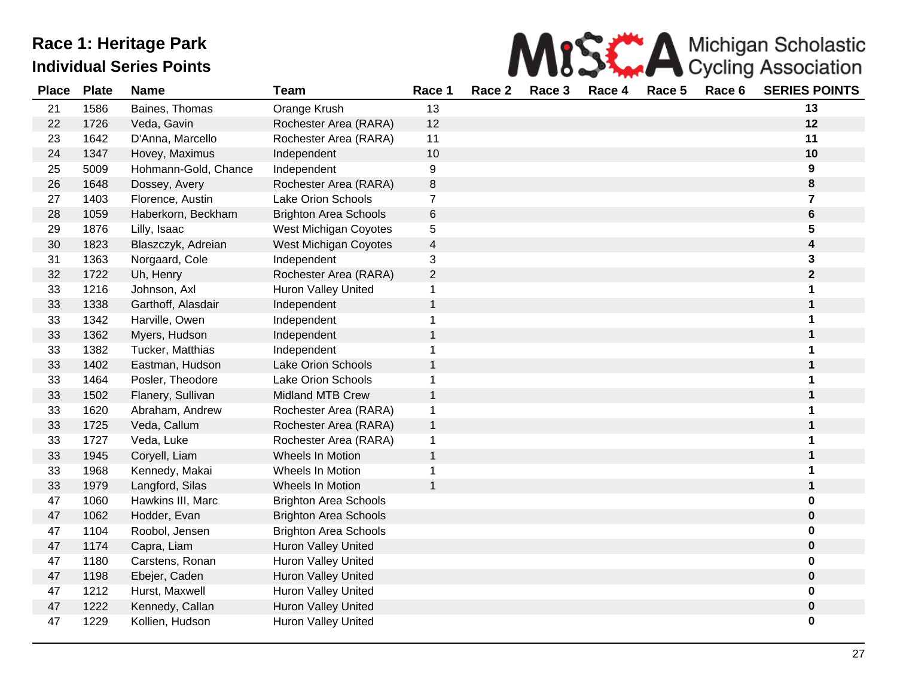# Race 1: Heritage Park

## Individual Series Points

| Place | Plate | Name | Team | Race 1 | Race 2 | Race 3 | Race 4 | Race 5 | Race 6 | SERIES POINTS |
|---|---|---|---|---|---|---|---|---|---|---|
| 21 | 1586 | Baines, Thomas | Orange Krush | 13 | | | | | | **13** |
| 22 | 1726 | Veda, Gavin | Rochester Area (RARA) | 12 | | | | | | **12** |
| 23 | 1642 | D'Anna, Marcello | Rochester Area (RARA) | 11 | | | | | | **11** |
| 24 | 1347 | Hovey, Maximus | Independent | 10 | | | | | | **10** |
| 25 | 5009 | Hohmann-Gold, Chance | Independent | 9 | | | | | | **9** |
| 26 | 1648 | Dossey, Avery | Rochester Area (RARA) | 8 | | | | | | **8** |
| 27 | 1403 | Florence, Austin | Lake Orion Schools | 7 | | | | | | **7** |
| 28 | 1059 | Haberkorn, Beckham | Brighton Area Schools | 6 | | | | | | **6** |
| 29 | 1876 | Lilly, Isaac | West Michigan Coyotes | 5 | | | | | | **5** |
| 30 | 1823 | Blaszczyk, Adreian | West Michigan Coyotes | 4 | | | | | | **4** |
| 31 | 1363 | Norgaard, Cole | Independent | 3 | | | | | | **3** |
| 32 | 1722 | Uh, Henry | Rochester Area (RARA) | 2 | | | | | | **2** |
| 33 | 1216 | Johnson, Axl | Huron Valley United | 1 | | | | | | **1** |
| 33 | 1338 | Garthoff, Alasdair | Independent | 1 | | | | | | **1** |
| 33 | 1342 | Harville, Owen | Independent | 1 | | | | | | **1** |
| 33 | 1362 | Myers, Hudson | Independent | 1 | | | | | | **1** |
| 33 | 1382 | Tucker, Matthias | Independent | 1 | | | | | | **1** |
| 33 | 1402 | Eastman, Hudson | Lake Orion Schools | 1 | | | | | | **1** |
| 33 | 1464 | Posler, Theodore | Lake Orion Schools | 1 | | | | | | **1** |
| 33 | 1502 | Flanery, Sullivan | Midland MTB Crew | 1 | | | | | | **1** |
| 33 | 1620 | Abraham, Andrew | Rochester Area (RARA) | 1 | | | | | | **1** |
| 33 | 1725 | Veda, Callum | Rochester Area (RARA) | 1 | | | | | | **1** |
| 33 | 1727 | Veda, Luke | Rochester Area (RARA) | 1 | | | | | | **1** |
| 33 | 1945 | Coryell, Liam | Wheels In Motion | 1 | | | | | | **1** |
| 33 | 1968 | Kennedy, Makai | Wheels In Motion | 1 | | | | | | **1** |
| 33 | 1979 | Langford, Silas | Wheels In Motion | 1 | | | | | | **1** |
| 47 | 1060 | Hawkins III, Marc | Brighton Area Schools | | | | | | | **0** |
| 47 | 1062 | Hodder, Evan | Brighton Area Schools | | | | | | | **0** |
| 47 | 1104 | Roobol, Jensen | Brighton Area Schools | | | | | | | **0** |
| 47 | 1174 | Capra, Liam | Huron Valley United | | | | | | | **0** |
| 47 | 1180 | Carstens, Ronan | Huron Valley United | | | | | | | **0** |
| 47 | 1198 | Ebejer, Caden | Huron Valley United | | | | | | | **0** |
| 47 | 1212 | Hurst, Maxwell | Huron Valley United | | | | | | | **0** |
| 47 | 1222 | Kennedy, Callan | Huron Valley United | | | | | | | **0** |
| 47 | 1229 | Kollien, Hudson | Huron Valley United | | | | | | | **0** |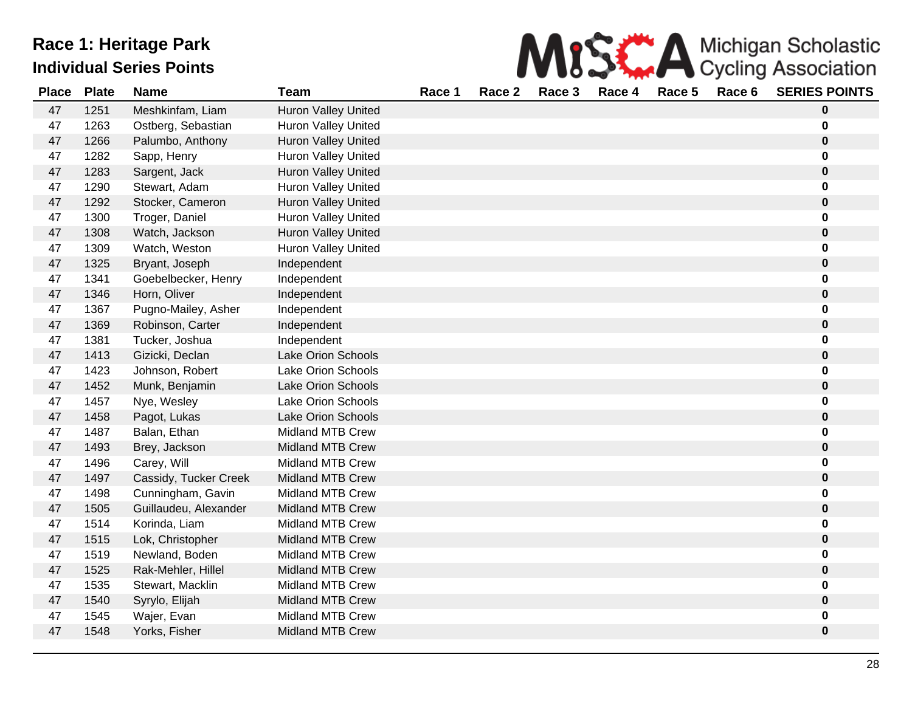# Race 1: Heritage Park

## Individual Series Points

Michigan Scholastic Cycling Association

| Place | Plate | Name | Team | Race 1 | Race 2 | Race 3 | Race 4 | Race 5 | Race 6 | SERIES POINTS |
|---|---|---|---|---|---|---|---|---|---|---|
| 47 | 1251 | Meshkinfam, Liam | Huron Valley United | | | | | | | **0** |
| 47 | 1263 | Ostberg, Sebastian | Huron Valley United | | | | | | | **0** |
| 47 | 1266 | Palumbo, Anthony | Huron Valley United | | | | | | | **0** |
| 47 | 1282 | Sapp, Henry | Huron Valley United | | | | | | | **0** |
| 47 | 1283 | Sargent, Jack | Huron Valley United | | | | | | | **0** |
| 47 | 1290 | Stewart, Adam | Huron Valley United | | | | | | | **0** |
| 47 | 1292 | Stocker, Cameron | Huron Valley United | | | | | | | **0** |
| 47 | 1300 | Troger, Daniel | Huron Valley United | | | | | | | **0** |
| 47 | 1308 | Watch, Jackson | Huron Valley United | | | | | | | **0** |
| 47 | 1309 | Watch, Weston | Huron Valley United | | | | | | | **0** |
| 47 | 1325 | Bryant, Joseph | Independent | | | | | | | **0** |
| 47 | 1341 | Goebelbecker, Henry | Independent | | | | | | | **0** |
| 47 | 1346 | Horn, Oliver | Independent | | | | | | | **0** |
| 47 | 1367 | Pugno-Mailey, Asher | Independent | | | | | | | **0** |
| 47 | 1369 | Robinson, Carter | Independent | | | | | | | **0** |
| 47 | 1381 | Tucker, Joshua | Independent | | | | | | | **0** |
| 47 | 1413 | Gizicki, Declan | Lake Orion Schools | | | | | | | **0** |
| 47 | 1423 | Johnson, Robert | Lake Orion Schools | | | | | | | **0** |
| 47 | 1452 | Munk, Benjamin | Lake Orion Schools | | | | | | | **0** |
| 47 | 1457 | Nye, Wesley | Lake Orion Schools | | | | | | | **0** |
| 47 | 1458 | Pagot, Lukas | Lake Orion Schools | | | | | | | **0** |
| 47 | 1487 | Balan, Ethan | Midland MTB Crew | | | | | | | **0** |
| 47 | 1493 | Brey, Jackson | Midland MTB Crew | | | | | | | **0** |
| 47 | 1496 | Carey, Will | Midland MTB Crew | | | | | | | **0** |
| 47 | 1497 | Cassidy, Tucker Creek | Midland MTB Crew | | | | | | | **0** |
| 47 | 1498 | Cunningham, Gavin | Midland MTB Crew | | | | | | | **0** |
| 47 | 1505 | Guillaudeu, Alexander | Midland MTB Crew | | | | | | | **0** |
| 47 | 1514 | Korinda, Liam | Midland MTB Crew | | | | | | | **0** |
| 47 | 1515 | Lok, Christopher | Midland MTB Crew | | | | | | | **0** |
| 47 | 1519 | Newland, Boden | Midland MTB Crew | | | | | | | **0** |
| 47 | 1525 | Rak-Mehler, Hillel | Midland MTB Crew | | | | | | | **0** |
| 47 | 1535 | Stewart, Macklin | Midland MTB Crew | | | | | | | **0** |
| 47 | 1540 | Syrylo, Elijah | Midland MTB Crew | | | | | | | **0** |
| 47 | 1545 | Wajer, Evan | Midland MTB Crew | | | | | | | **0** |
| 47 | 1548 | Yorks, Fisher | Midland MTB Crew | | | | | | | **0** |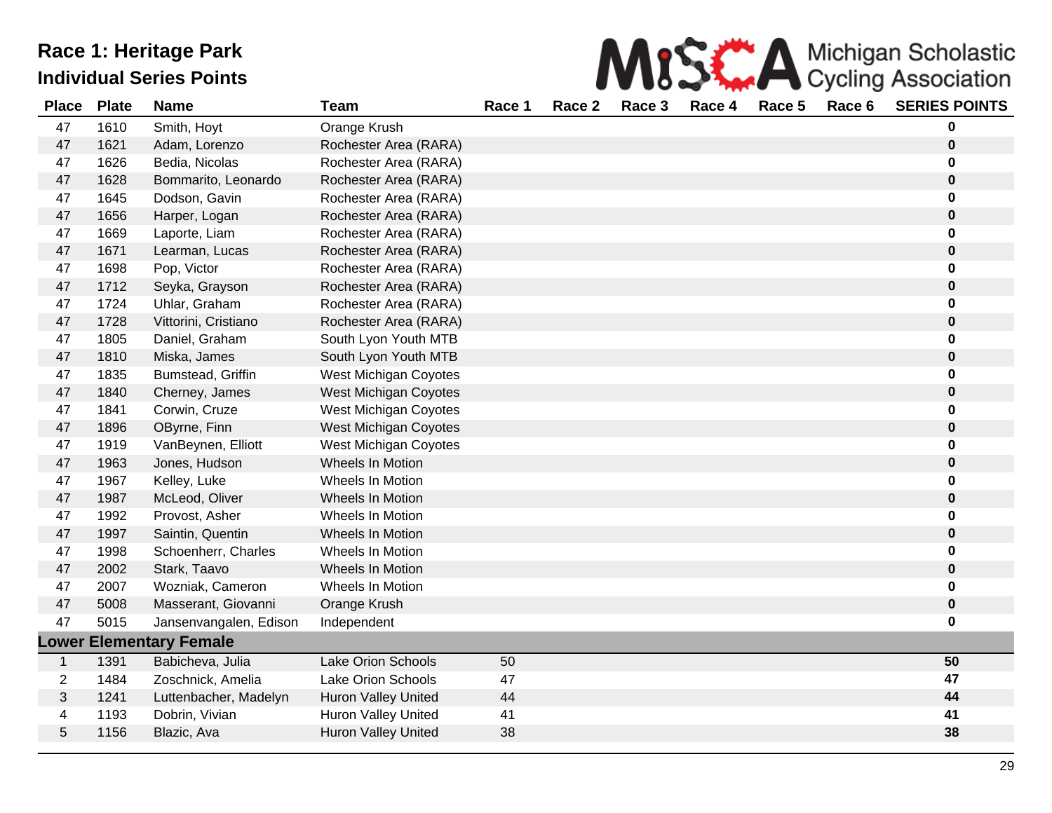# Race 1: Heritage Park

## Individual Series Points

Michigan Scholastic Cycling Association

| Place | Plate | Name | Team | Race 1 | Race 2 | Race 3 | Race 4 | Race 5 | Race 6 | SERIES POINTS |
|---|---|---|---|---|---|---|---|---|---|---|
| 47 | 1610 | Smith, Hoyt | Orange Krush | | | | | | | **0** |
| 47 | 1621 | Adam, Lorenzo | Rochester Area (RARA) | | | | | | | **0** |
| 47 | 1626 | Bedia, Nicolas | Rochester Area (RARA) | | | | | | | **0** |
| 47 | 1628 | Bommarito, Leonardo | Rochester Area (RARA) | | | | | | | **0** |
| 47 | 1645 | Dodson, Gavin | Rochester Area (RARA) | | | | | | | **0** |
| 47 | 1656 | Harper, Logan | Rochester Area (RARA) | | | | | | | **0** |
| 47 | 1669 | Laporte, Liam | Rochester Area (RARA) | | | | | | | **0** |
| 47 | 1671 | Learman, Lucas | Rochester Area (RARA) | | | | | | | **0** |
| 47 | 1698 | Pop, Victor | Rochester Area (RARA) | | | | | | | **0** |
| 47 | 1712 | Seyka, Grayson | Rochester Area (RARA) | | | | | | | **0** |
| 47 | 1724 | Uhlar, Graham | Rochester Area (RARA) | | | | | | | **0** |
| 47 | 1728 | Vittorini, Cristiano | Rochester Area (RARA) | | | | | | | **0** |
| 47 | 1805 | Daniel, Graham | South Lyon Youth MTB | | | | | | | **0** |
| 47 | 1810 | Miska, James | South Lyon Youth MTB | | | | | | | **0** |
| 47 | 1835 | Bumstead, Griffin | West Michigan Coyotes | | | | | | | **0** |
| 47 | 1840 | Cherney, James | West Michigan Coyotes | | | | | | | **0** |
| 47 | 1841 | Corwin, Cruze | West Michigan Coyotes | | | | | | | **0** |
| 47 | 1896 | OByrne, Finn | West Michigan Coyotes | | | | | | | **0** |
| 47 | 1919 | VanBeynen, Elliott | West Michigan Coyotes | | | | | | | **0** |
| 47 | 1963 | Jones, Hudson | Wheels In Motion | | | | | | | **0** |
| 47 | 1967 | Kelley, Luke | Wheels In Motion | | | | | | | **0** |
| 47 | 1987 | McLeod, Oliver | Wheels In Motion | | | | | | | **0** |
| 47 | 1992 | Provost, Asher | Wheels In Motion | | | | | | | **0** |
| 47 | 1997 | Saintin, Quentin | Wheels In Motion | | | | | | | **0** |
| 47 | 1998 | Schoenherr, Charles | Wheels In Motion | | | | | | | **0** |
| 47 | 2002 | Stark, Taavo | Wheels In Motion | | | | | | | **0** |
| 47 | 2007 | Wozniak, Cameron | Wheels In Motion | | | | | | | **0** |
| 47 | 5008 | Masserant, Giovanni | Orange Krush | | | | | | | **0** |
| 47 | 5015 | Jansenvangalen, Edison | Independent | | | | | | | **0** |
| **Lower Elementary Female** | | | | | | | | | | |
| 1 | 1391 | Babicheva, Julia | Lake Orion Schools | 50 | | | | | | **50** |
| 2 | 1484 | Zoschnick, Amelia | Lake Orion Schools | 47 | | | | | | **47** |
| 3 | 1241 | Luttenbacher, Madelyn | Huron Valley United | 44 | | | | | | **44** |
| 4 | 1193 | Dobrin, Vivian | Huron Valley United | 41 | | | | | | **41** |
| 5 | 1156 | Blazic, Ava | Huron Valley United | 38 | | | | | | **38** |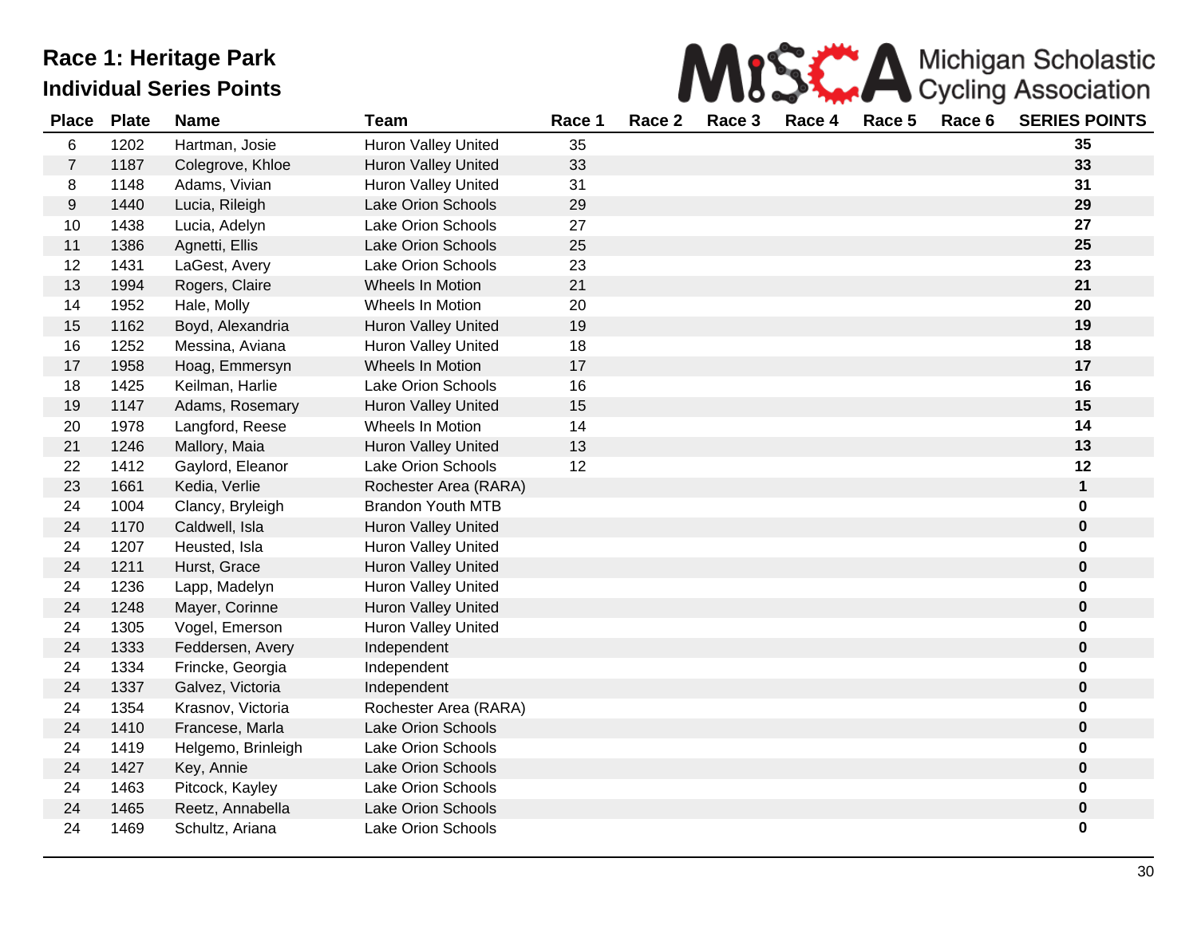# Race 1: Heritage Park

## Individual Series Points

| Place | Plate | Name | Team | Race 1 | Race 2 | Race 3 | Race 4 | Race 5 | Race 6 | SERIES POINTS |
|---|---|---|---|---|---|---|---|---|---|---|
| 6 | 1202 | Hartman, Josie | Huron Valley United | 35 | | | | | | **35** |
| 7 | 1187 | Colegrove, Khloe | Huron Valley United | 33 | | | | | | **33** |
| 8 | 1148 | Adams, Vivian | Huron Valley United | 31 | | | | | | **31** |
| 9 | 1440 | Lucia, Rileigh | Lake Orion Schools | 29 | | | | | | **29** |
| 10 | 1438 | Lucia, Adelyn | Lake Orion Schools | 27 | | | | | | **27** |
| 11 | 1386 | Agnetti, Ellis | Lake Orion Schools | 25 | | | | | | **25** |
| 12 | 1431 | LaGest, Avery | Lake Orion Schools | 23 | | | | | | **23** |
| 13 | 1994 | Rogers, Claire | Wheels In Motion | 21 | | | | | | **21** |
| 14 | 1952 | Hale, Molly | Wheels In Motion | 20 | | | | | | **20** |
| 15 | 1162 | Boyd, Alexandria | Huron Valley United | 19 | | | | | | **19** |
| 16 | 1252 | Messina, Aviana | Huron Valley United | 18 | | | | | | **18** |
| 17 | 1958 | Hoag, Emmersyn | Wheels In Motion | 17 | | | | | | **17** |
| 18 | 1425 | Keilman, Harlie | Lake Orion Schools | 16 | | | | | | **16** |
| 19 | 1147 | Adams, Rosemary | Huron Valley United | 15 | | | | | | **15** |
| 20 | 1978 | Langford, Reese | Wheels In Motion | 14 | | | | | | **14** |
| 21 | 1246 | Mallory, Maia | Huron Valley United | 13 | | | | | | **13** |
| 22 | 1412 | Gaylord, Eleanor | Lake Orion Schools | 12 | | | | | | **12** |
| 23 | 1661 | Kedia, Verlie | Rochester Area (RARA) | | | | | | | **1** |
| 24 | 1004 | Clancy, Bryleigh | Brandon Youth MTB | | | | | | | **0** |
| 24 | 1170 | Caldwell, Isla | Huron Valley United | | | | | | | **0** |
| 24 | 1207 | Heusted, Isla | Huron Valley United | | | | | | | **0** |
| 24 | 1211 | Hurst, Grace | Huron Valley United | | | | | | | **0** |
| 24 | 1236 | Lapp, Madelyn | Huron Valley United | | | | | | | **0** |
| 24 | 1248 | Mayer, Corinne | Huron Valley United | | | | | | | **0** |
| 24 | 1305 | Vogel, Emerson | Huron Valley United | | | | | | | **0** |
| 24 | 1333 | Feddersen, Avery | Independent | | | | | | | **0** |
| 24 | 1334 | Frincke, Georgia | Independent | | | | | | | **0** |
| 24 | 1337 | Galvez, Victoria | Independent | | | | | | | **0** |
| 24 | 1354 | Krasnov, Victoria | Rochester Area (RARA) | | | | | | | **0** |
| 24 | 1410 | Francese, Marla | Lake Orion Schools | | | | | | | **0** |
| 24 | 1419 | Helgemo, Brinleigh | Lake Orion Schools | | | | | | | **0** |
| 24 | 1427 | Key, Annie | Lake Orion Schools | | | | | | | **0** |
| 24 | 1463 | Pitcock, Kayley | Lake Orion Schools | | | | | | | **0** |
| 24 | 1465 | Reetz, Annabella | Lake Orion Schools | | | | | | | **0** |
| 24 | 1469 | Schultz, Ariana | Lake Orion Schools | | | | | | | **0** |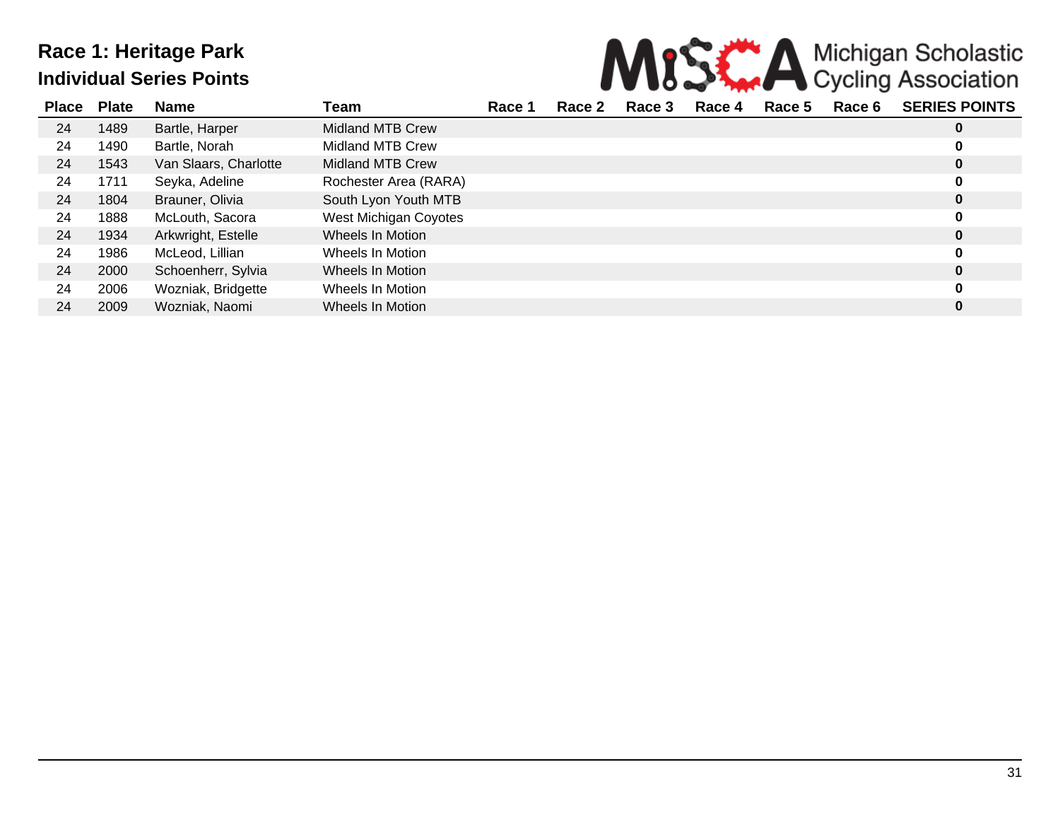# Race 1: Heritage Park

## Individual Series Points

Michigan Scholastic Cycling Association

| Place | Plate | Name | Team | Race 1 | Race 2 | Race 3 | Race 4 | Race 5 | Race 6 | SERIES POINTS |
|---|---|---|---|---|---|---|---|---|---|---|
| 24 | 1489 | Bartle, Harper | Midland MTB Crew | | | | | | | **0** |
| 24 | 1490 | Bartle, Norah | Midland MTB Crew | | | | | | | **0** |
| 24 | 1543 | Van Slaars, Charlotte | Midland MTB Crew | | | | | | | **0** |
| 24 | 1711 | Seyka, Adeline | Rochester Area (RARA) | | | | | | | **0** |
| 24 | 1804 | Brauner, Olivia | South Lyon Youth MTB | | | | | | | **0** |
| 24 | 1888 | McLouth, Sacora | West Michigan Coyotes | | | | | | | **0** |
| 24 | 1934 | Arkwright, Estelle | Wheels In Motion | | | | | | | **0** |
| 24 | 1986 | McLeod, Lillian | Wheels In Motion | | | | | | | **0** |
| 24 | 2000 | Schoenherr, Sylvia | Wheels In Motion | | | | | | | **0** |
| 24 | 2006 | Wozniak, Bridgette | Wheels In Motion | | | | | | | **0** |
| 24 | 2009 | Wozniak, Naomi | Wheels In Motion | | | | | | | **0** |